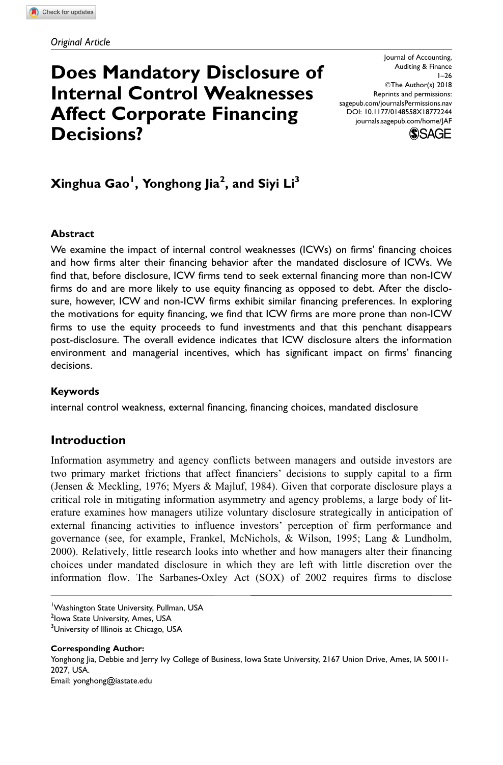*Original Article*

# Does Mandatory Disclosure of Internal Control Weaknesses Affect Corporate Financing Decisions?

Journal of Accounting, Auditing & Finance
1–26
©The Author(s) 2018
Reprints and permissions: sagepub.com/journalsPermissions.nav
DOI: 10.1177/0148558X18772244
journals.sagepub.com/home/JAF

**Xinghua Gao[1], Yonghong Jia[2], and Siyi Li[3]**

## Abstract

We examine the impact of internal control weaknesses (ICWs) on firms' financing choices and how firms alter their financing behavior after the mandated disclosure of ICWs. We find that, before disclosure, ICW firms tend to seek external financing more than non-ICW firms do and are more likely to use equity financing as opposed to debt. After the disclosure, however, ICW and non-ICW firms exhibit similar financing preferences. In exploring the motivations for equity financing, we find that ICW firms are more prone than non-ICW firms to use the equity proceeds to fund investments and that this penchant disappears post-disclosure. The overall evidence indicates that ICW disclosure alters the information environment and managerial incentives, which has significant impact on firms' financing decisions.

## Keywords

internal control weakness, external financing, financing choices, mandated disclosure

## Introduction

Information asymmetry and agency conflicts between managers and outside investors are two primary market frictions that affect financiers' decisions to supply capital to a firm (Jensen & Meckling, 1976; Myers & Majluf, 1984). Given that corporate disclosure plays a critical role in mitigating information asymmetry and agency problems, a large body of literature examines how managers utilize voluntary disclosure strategically in anticipation of external financing activities to influence investors' perception of firm performance and governance (see, for example, Frankel, McNichols, & Wilson, 1995; Lang & Lundholm, 2000). Relatively, little research looks into whether and how managers alter their financing choices under mandated disclosure in which they are left with little discretion over the information flow. The Sarbanes-Oxley Act (SOX) of 2002 requires firms to disclose

---

[1]Washington State University, Pullman, USA
[2]Iowa State University, Ames, USA
[3]University of Illinois at Chicago, USA

**Corresponding Author:**
Yonghong Jia, Debbie and Jerry Ivy College of Business, Iowa State University, 2167 Union Drive, Ames, IA 50011-2027, USA.
Email: yonghong@iastate.edu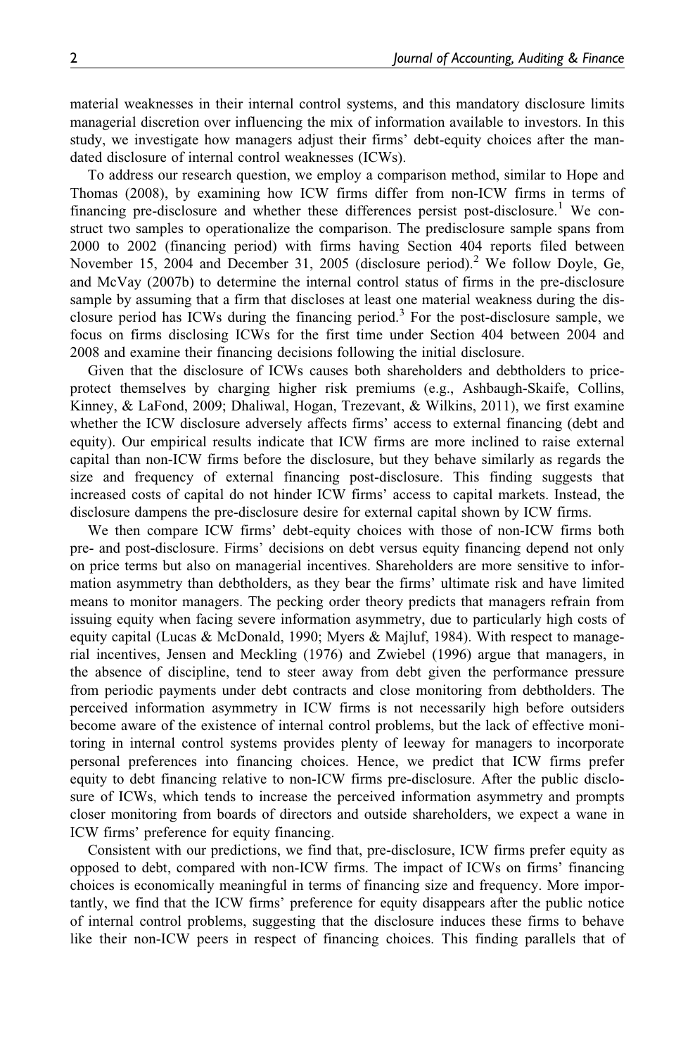material weaknesses in their internal control systems, and this mandatory disclosure limits managerial discretion over influencing the mix of information available to investors. In this study, we investigate how managers adjust their firms' debt-equity choices after the mandated disclosure of internal control weaknesses (ICWs).

To address our research question, we employ a comparison method, similar to Hope and Thomas (2008), by examining how ICW firms differ from non-ICW firms in terms of financing pre-disclosure and whether these differences persist post-disclosure.[1] We construct two samples to operationalize the comparison. The predisclosure sample spans from 2000 to 2002 (financing period) with firms having Section 404 reports filed between November 15, 2004 and December 31, 2005 (disclosure period).[2] We follow Doyle, Ge, and McVay (2007b) to determine the internal control status of firms in the pre-disclosure sample by assuming that a firm that discloses at least one material weakness during the disclosure period has ICWs during the financing period.[3] For the post-disclosure sample, we focus on firms disclosing ICWs for the first time under Section 404 between 2004 and 2008 and examine their financing decisions following the initial disclosure.

Given that the disclosure of ICWs causes both shareholders and debtholders to price-protect themselves by charging higher risk premiums (e.g., Ashbaugh-Skaife, Collins, Kinney, & LaFond, 2009; Dhaliwal, Hogan, Trezevant, & Wilkins, 2011), we first examine whether the ICW disclosure adversely affects firms' access to external financing (debt and equity). Our empirical results indicate that ICW firms are more inclined to raise external capital than non-ICW firms before the disclosure, but they behave similarly as regards the size and frequency of external financing post-disclosure. This finding suggests that increased costs of capital do not hinder ICW firms' access to capital markets. Instead, the disclosure dampens the pre-disclosure desire for external capital shown by ICW firms.

We then compare ICW firms' debt-equity choices with those of non-ICW firms both pre- and post-disclosure. Firms' decisions on debt versus equity financing depend not only on price terms but also on managerial incentives. Shareholders are more sensitive to information asymmetry than debtholders, as they bear the firms' ultimate risk and have limited means to monitor managers. The pecking order theory predicts that managers refrain from issuing equity when facing severe information asymmetry, due to particularly high costs of equity capital (Lucas & McDonald, 1990; Myers & Majluf, 1984). With respect to managerial incentives, Jensen and Meckling (1976) and Zwiebel (1996) argue that managers, in the absence of discipline, tend to steer away from debt given the performance pressure from periodic payments under debt contracts and close monitoring from debtholders. The perceived information asymmetry in ICW firms is not necessarily high before outsiders become aware of the existence of internal control problems, but the lack of effective monitoring in internal control systems provides plenty of leeway for managers to incorporate personal preferences into financing choices. Hence, we predict that ICW firms prefer equity to debt financing relative to non-ICW firms pre-disclosure. After the public disclosure of ICWs, which tends to increase the perceived information asymmetry and prompts closer monitoring from boards of directors and outside shareholders, we expect a wane in ICW firms' preference for equity financing.

Consistent with our predictions, we find that, pre-disclosure, ICW firms prefer equity as opposed to debt, compared with non-ICW firms. The impact of ICWs on firms' financing choices is economically meaningful in terms of financing size and frequency. More importantly, we find that the ICW firms' preference for equity disappears after the public notice of internal control problems, suggesting that the disclosure induces these firms to behave like their non-ICW peers in respect of financing choices. This finding parallels that of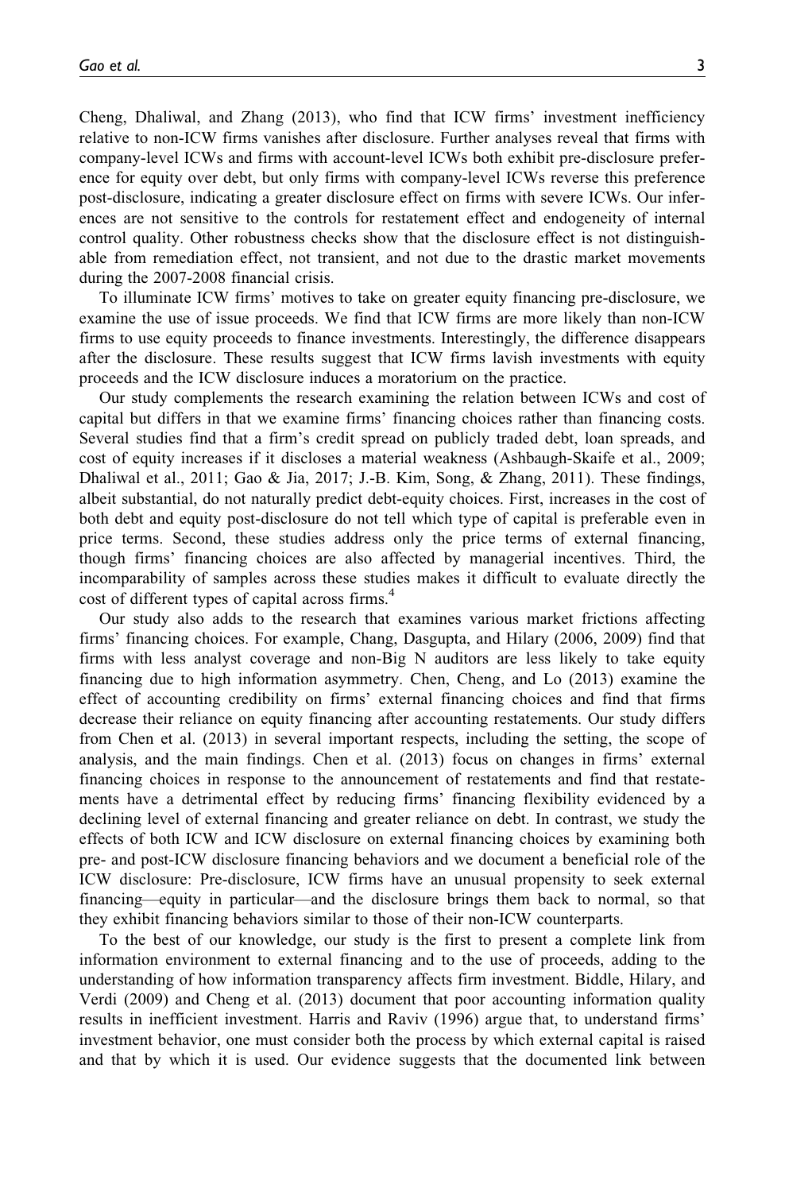Cheng, Dhaliwal, and Zhang (2013), who find that ICW firms' investment inefficiency relative to non-ICW firms vanishes after disclosure. Further analyses reveal that firms with company-level ICWs and firms with account-level ICWs both exhibit pre-disclosure preference for equity over debt, but only firms with company-level ICWs reverse this preference post-disclosure, indicating a greater disclosure effect on firms with severe ICWs. Our inferences are not sensitive to the controls for restatement effect and endogeneity of internal control quality. Other robustness checks show that the disclosure effect is not distinguishable from remediation effect, not transient, and not due to the drastic market movements during the 2007-2008 financial crisis.

To illuminate ICW firms' motives to take on greater equity financing pre-disclosure, we examine the use of issue proceeds. We find that ICW firms are more likely than non-ICW firms to use equity proceeds to finance investments. Interestingly, the difference disappears after the disclosure. These results suggest that ICW firms lavish investments with equity proceeds and the ICW disclosure induces a moratorium on the practice.

Our study complements the research examining the relation between ICWs and cost of capital but differs in that we examine firms' financing choices rather than financing costs. Several studies find that a firm's credit spread on publicly traded debt, loan spreads, and cost of equity increases if it discloses a material weakness (Ashbaugh-Skaife et al., 2009; Dhaliwal et al., 2011; Gao & Jia, 2017; J.-B. Kim, Song, & Zhang, 2011). These findings, albeit substantial, do not naturally predict debt-equity choices. First, increases in the cost of both debt and equity post-disclosure do not tell which type of capital is preferable even in price terms. Second, these studies address only the price terms of external financing, though firms' financing choices are also affected by managerial incentives. Third, the incomparability of samples across these studies makes it difficult to evaluate directly the cost of different types of capital across firms.[4]

Our study also adds to the research that examines various market frictions affecting firms' financing choices. For example, Chang, Dasgupta, and Hilary (2006, 2009) find that firms with less analyst coverage and non-Big N auditors are less likely to take equity financing due to high information asymmetry. Chen, Cheng, and Lo (2013) examine the effect of accounting credibility on firms' external financing choices and find that firms decrease their reliance on equity financing after accounting restatements. Our study differs from Chen et al. (2013) in several important respects, including the setting, the scope of analysis, and the main findings. Chen et al. (2013) focus on changes in firms' external financing choices in response to the announcement of restatements and find that restatements have a detrimental effect by reducing firms' financing flexibility evidenced by a declining level of external financing and greater reliance on debt. In contrast, we study the effects of both ICW and ICW disclosure on external financing choices by examining both pre- and post-ICW disclosure financing behaviors and we document a beneficial role of the ICW disclosure: Pre-disclosure, ICW firms have an unusual propensity to seek external financing—equity in particular—and the disclosure brings them back to normal, so that they exhibit financing behaviors similar to those of their non-ICW counterparts.

To the best of our knowledge, our study is the first to present a complete link from information environment to external financing and to the use of proceeds, adding to the understanding of how information transparency affects firm investment. Biddle, Hilary, and Verdi (2009) and Cheng et al. (2013) document that poor accounting information quality results in inefficient investment. Harris and Raviv (1996) argue that, to understand firms' investment behavior, one must consider both the process by which external capital is raised and that by which it is used. Our evidence suggests that the documented link between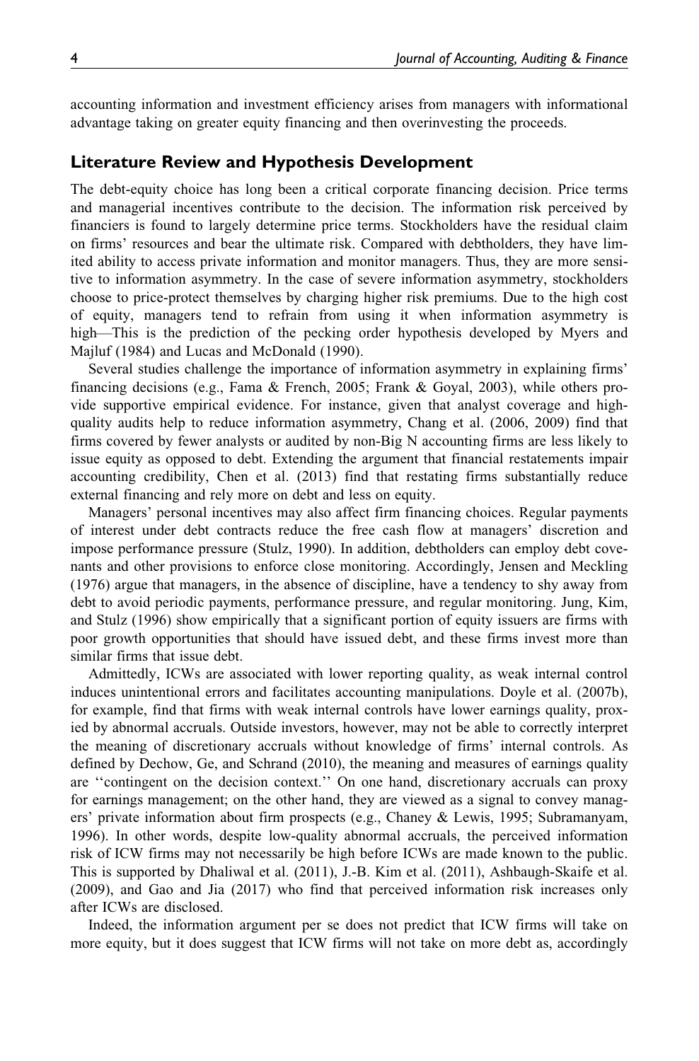accounting information and investment efficiency arises from managers with informational advantage taking on greater equity financing and then overinvesting the proceeds.

## Literature Review and Hypothesis Development

The debt-equity choice has long been a critical corporate financing decision. Price terms and managerial incentives contribute to the decision. The information risk perceived by financiers is found to largely determine price terms. Stockholders have the residual claim on firms' resources and bear the ultimate risk. Compared with debtholders, they have limited ability to access private information and monitor managers. Thus, they are more sensitive to information asymmetry. In the case of severe information asymmetry, stockholders choose to price-protect themselves by charging higher risk premiums. Due to the high cost of equity, managers tend to refrain from using it when information asymmetry is high—This is the prediction of the pecking order hypothesis developed by Myers and Majluf (1984) and Lucas and McDonald (1990).

Several studies challenge the importance of information asymmetry in explaining firms' financing decisions (e.g., Fama & French, 2005; Frank & Goyal, 2003), while others provide supportive empirical evidence. For instance, given that analyst coverage and high-quality audits help to reduce information asymmetry, Chang et al. (2006, 2009) find that firms covered by fewer analysts or audited by non-Big N accounting firms are less likely to issue equity as opposed to debt. Extending the argument that financial restatements impair accounting credibility, Chen et al. (2013) find that restating firms substantially reduce external financing and rely more on debt and less on equity.

Managers' personal incentives may also affect firm financing choices. Regular payments of interest under debt contracts reduce the free cash flow at managers' discretion and impose performance pressure (Stulz, 1990). In addition, debtholders can employ debt covenants and other provisions to enforce close monitoring. Accordingly, Jensen and Meckling (1976) argue that managers, in the absence of discipline, have a tendency to shy away from debt to avoid periodic payments, performance pressure, and regular monitoring. Jung, Kim, and Stulz (1996) show empirically that a significant portion of equity issuers are firms with poor growth opportunities that should have issued debt, and these firms invest more than similar firms that issue debt.

Admittedly, ICWs are associated with lower reporting quality, as weak internal control induces unintentional errors and facilitates accounting manipulations. Doyle et al. (2007b), for example, find that firms with weak internal controls have lower earnings quality, proxied by abnormal accruals. Outside investors, however, may not be able to correctly interpret the meaning of discretionary accruals without knowledge of firms' internal controls. As defined by Dechow, Ge, and Schrand (2010), the meaning and measures of earnings quality are ''contingent on the decision context.'' On one hand, discretionary accruals can proxy for earnings management; on the other hand, they are viewed as a signal to convey managers' private information about firm prospects (e.g., Chaney & Lewis, 1995; Subramanyam, 1996). In other words, despite low-quality abnormal accruals, the perceived information risk of ICW firms may not necessarily be high before ICWs are made known to the public. This is supported by Dhaliwal et al. (2011), J.-B. Kim et al. (2011), Ashbaugh-Skaife et al. (2009), and Gao and Jia (2017) who find that perceived information risk increases only after ICWs are disclosed.

Indeed, the information argument per se does not predict that ICW firms will take on more equity, but it does suggest that ICW firms will not take on more debt as, accordingly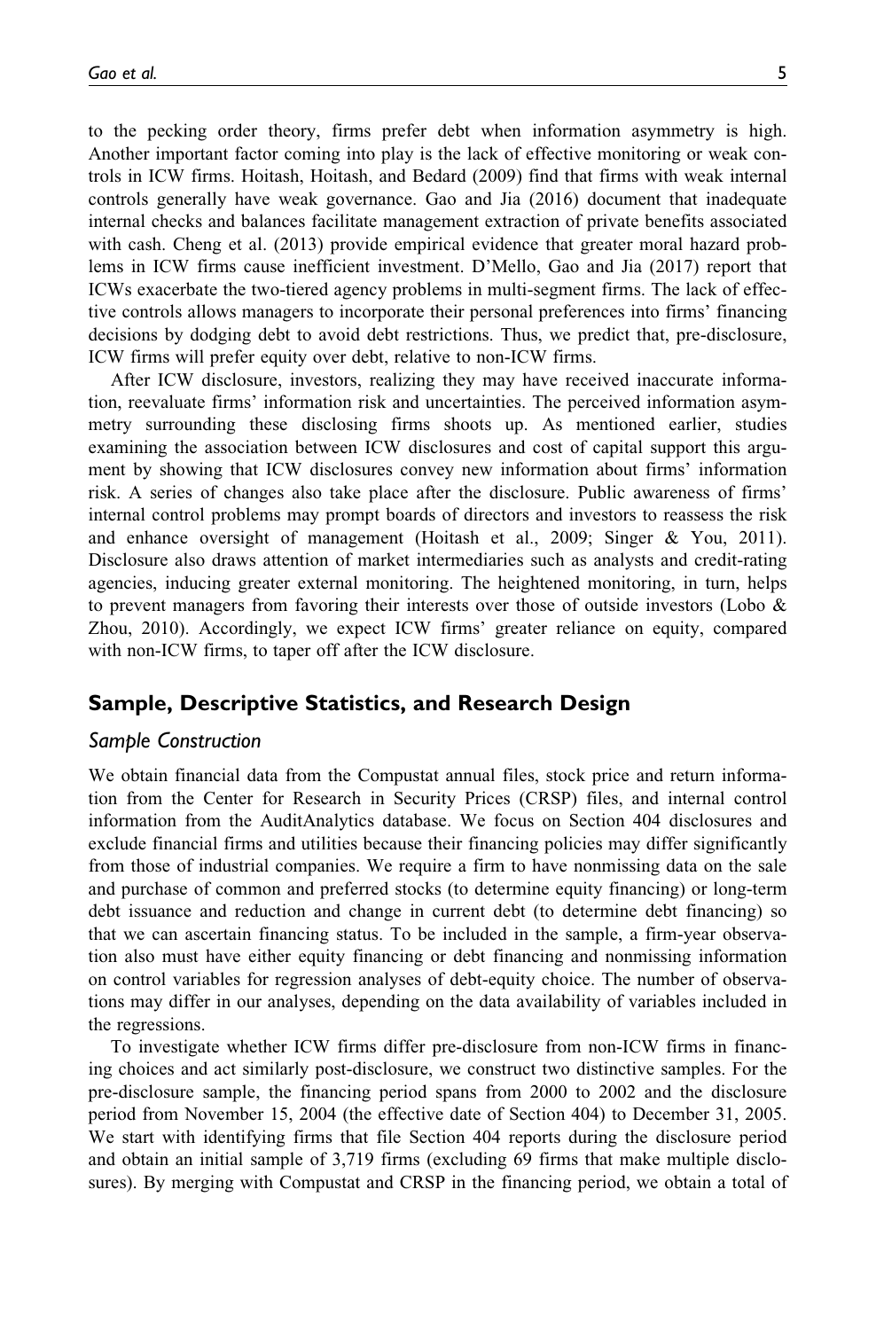to the pecking order theory, firms prefer debt when information asymmetry is high. Another important factor coming into play is the lack of effective monitoring or weak controls in ICW firms. Hoitash, Hoitash, and Bedard (2009) find that firms with weak internal controls generally have weak governance. Gao and Jia (2016) document that inadequate internal checks and balances facilitate management extraction of private benefits associated with cash. Cheng et al. (2013) provide empirical evidence that greater moral hazard problems in ICW firms cause inefficient investment. D'Mello, Gao and Jia (2017) report that ICWs exacerbate the two-tiered agency problems in multi-segment firms. The lack of effective controls allows managers to incorporate their personal preferences into firms' financing decisions by dodging debt to avoid debt restrictions. Thus, we predict that, pre-disclosure, ICW firms will prefer equity over debt, relative to non-ICW firms.

After ICW disclosure, investors, realizing they may have received inaccurate information, reevaluate firms' information risk and uncertainties. The perceived information asymmetry surrounding these disclosing firms shoots up. As mentioned earlier, studies examining the association between ICW disclosures and cost of capital support this argument by showing that ICW disclosures convey new information about firms' information risk. A series of changes also take place after the disclosure. Public awareness of firms' internal control problems may prompt boards of directors and investors to reassess the risk and enhance oversight of management (Hoitash et al., 2009; Singer & You, 2011). Disclosure also draws attention of market intermediaries such as analysts and credit-rating agencies, inducing greater external monitoring. The heightened monitoring, in turn, helps to prevent managers from favoring their interests over those of outside investors (Lobo & Zhou, 2010). Accordingly, we expect ICW firms' greater reliance on equity, compared with non-ICW firms, to taper off after the ICW disclosure.

## Sample, Descriptive Statistics, and Research Design

### *Sample Construction*

We obtain financial data from the Compustat annual files, stock price and return information from the Center for Research in Security Prices (CRSP) files, and internal control information from the AuditAnalytics database. We focus on Section 404 disclosures and exclude financial firms and utilities because their financing policies may differ significantly from those of industrial companies. We require a firm to have nonmissing data on the sale and purchase of common and preferred stocks (to determine equity financing) or long-term debt issuance and reduction and change in current debt (to determine debt financing) so that we can ascertain financing status. To be included in the sample, a firm-year observation also must have either equity financing or debt financing and nonmissing information on control variables for regression analyses of debt-equity choice. The number of observations may differ in our analyses, depending on the data availability of variables included in the regressions.

To investigate whether ICW firms differ pre-disclosure from non-ICW firms in financing choices and act similarly post-disclosure, we construct two distinctive samples. For the pre-disclosure sample, the financing period spans from 2000 to 2002 and the disclosure period from November 15, 2004 (the effective date of Section 404) to December 31, 2005. We start with identifying firms that file Section 404 reports during the disclosure period and obtain an initial sample of 3,719 firms (excluding 69 firms that make multiple disclosures). By merging with Compustat and CRSP in the financing period, we obtain a total of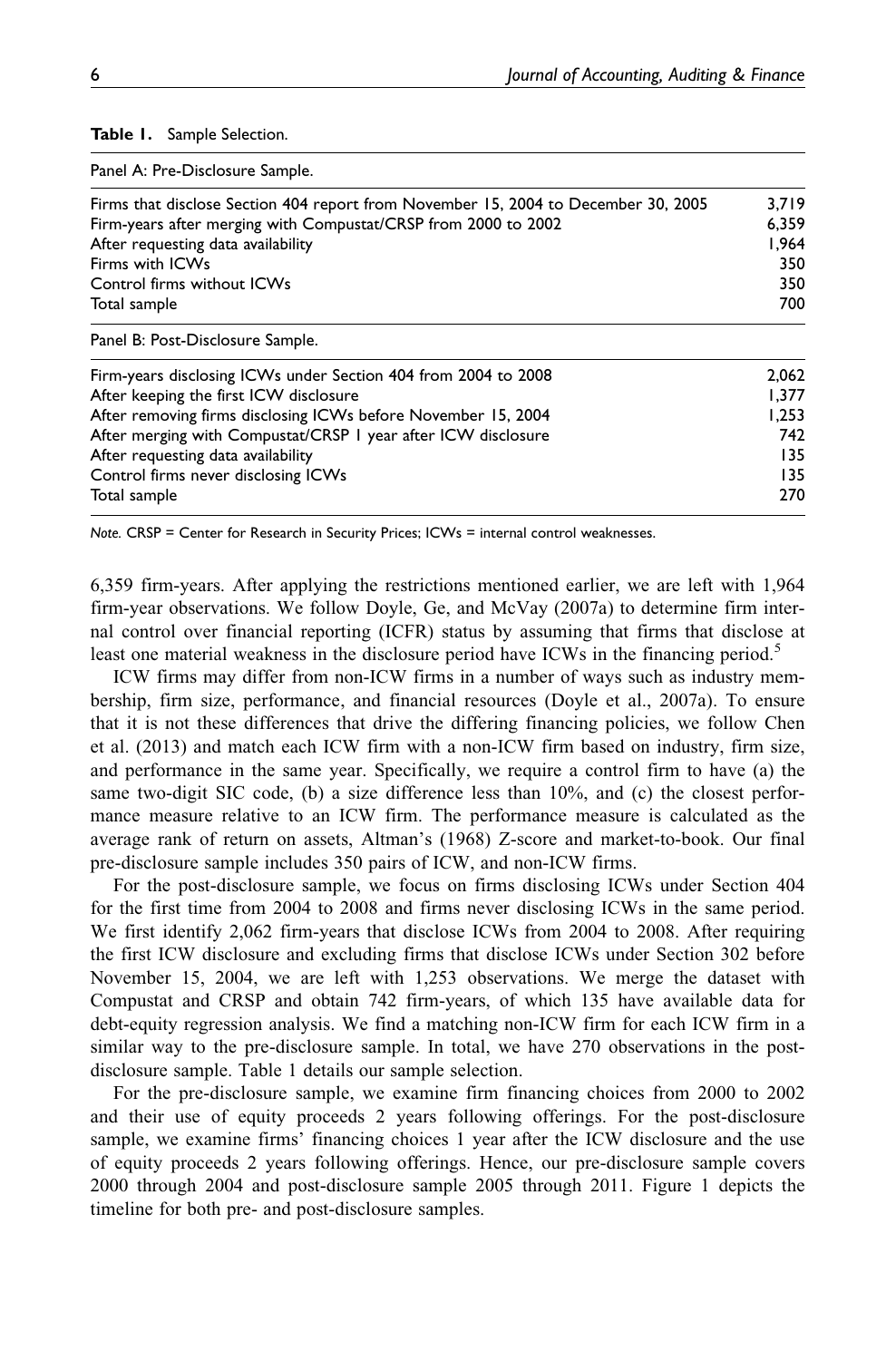**Table 1.** Sample Selection.

| Panel A: Pre-Disclosure Sample. | |
|---|---|
| Firms that disclose Section 404 report from November 15, 2004 to December 30, 2005 | 3,719 |
| Firm-years after merging with Compustat/CRSP from 2000 to 2002 | 6,359 |
| After requesting data availability | 1,964 |
| Firms with ICWs | 350 |
| Control firms without ICWs | 350 |
| Total sample | 700 |
| **Panel B: Post-Disclosure Sample.** | |
| Firm-years disclosing ICWs under Section 404 from 2004 to 2008 | 2,062 |
| After keeping the first ICW disclosure | 1,377 |
| After removing firms disclosing ICWs before November 15, 2004 | 1,253 |
| After merging with Compustat/CRSP 1 year after ICW disclosure | 742 |
| After requesting data availability | 135 |
| Control firms never disclosing ICWs | 135 |
| Total sample | 270 |

*Note.* CRSP = Center for Research in Security Prices; ICWs = internal control weaknesses.

6,359 firm-years. After applying the restrictions mentioned earlier, we are left with 1,964 firm-year observations. We follow Doyle, Ge, and McVay (2007a) to determine firm internal control over financial reporting (ICFR) status by assuming that firms that disclose at least one material weakness in the disclosure period have ICWs in the financing period.[5]

ICW firms may differ from non-ICW firms in a number of ways such as industry membership, firm size, performance, and financial resources (Doyle et al., 2007a). To ensure that it is not these differences that drive the differing financing policies, we follow Chen et al. (2013) and match each ICW firm with a non-ICW firm based on industry, firm size, and performance in the same year. Specifically, we require a control firm to have (a) the same two-digit SIC code, (b) a size difference less than 10%, and (c) the closest performance measure relative to an ICW firm. The performance measure is calculated as the average rank of return on assets, Altman's (1968) Z-score and market-to-book. Our final pre-disclosure sample includes 350 pairs of ICW, and non-ICW firms.

For the post-disclosure sample, we focus on firms disclosing ICWs under Section 404 for the first time from 2004 to 2008 and firms never disclosing ICWs in the same period. We first identify 2,062 firm-years that disclose ICWs from 2004 to 2008. After requiring the first ICW disclosure and excluding firms that disclose ICWs under Section 302 before November 15, 2004, we are left with 1,253 observations. We merge the dataset with Compustat and CRSP and obtain 742 firm-years, of which 135 have available data for debt-equity regression analysis. We find a matching non-ICW firm for each ICW firm in a similar way to the pre-disclosure sample. In total, we have 270 observations in the post-disclosure sample. Table 1 details our sample selection.

For the pre-disclosure sample, we examine firm financing choices from 2000 to 2002 and their use of equity proceeds 2 years following offerings. For the post-disclosure sample, we examine firms' financing choices 1 year after the ICW disclosure and the use of equity proceeds 2 years following offerings. Hence, our pre-disclosure sample covers 2000 through 2004 and post-disclosure sample 2005 through 2011. Figure 1 depicts the timeline for both pre- and post-disclosure samples.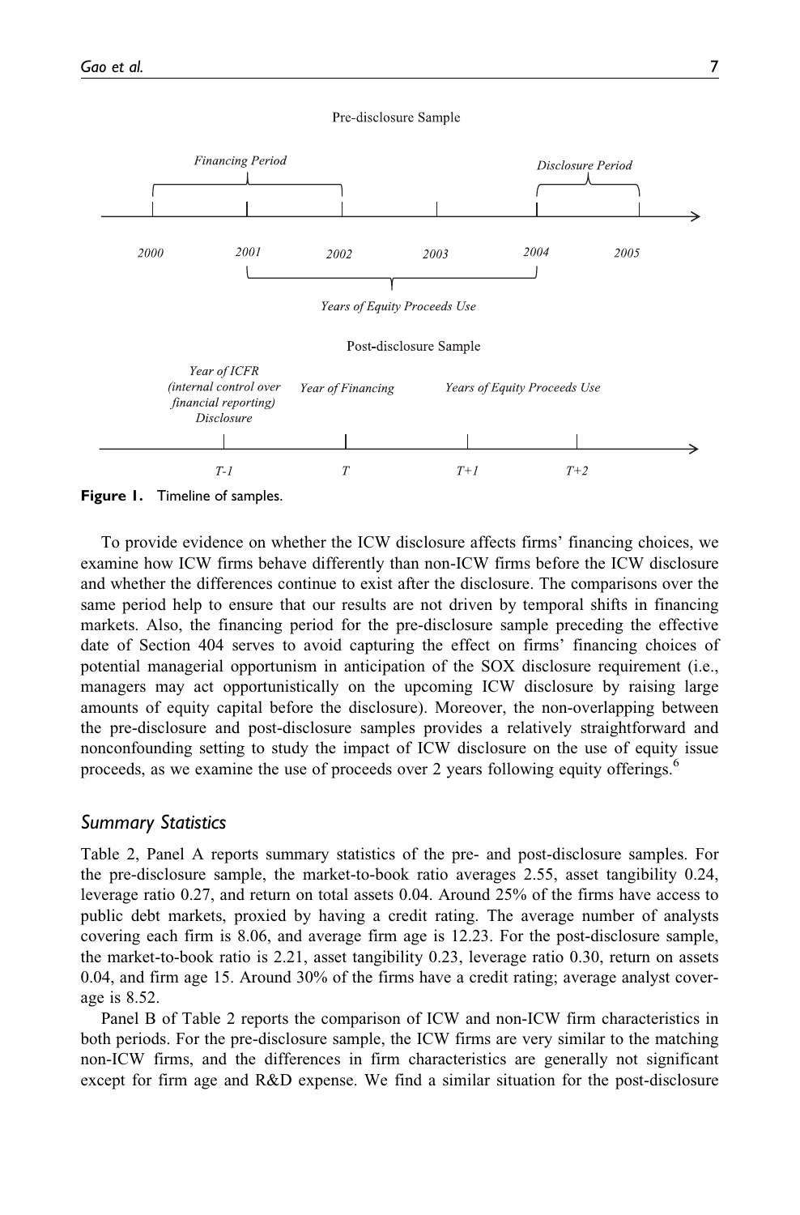Pre-disclosure Sample

Financing Period

Disclosure Period

2000 2001 2002 2003 2004 2005

Years of Equity Proceeds Use

Post-disclosure Sample

Year of ICFR (internal control over financial reporting) Disclosure

Year of Financing

Years of Equity Proceeds Use

T-1 T T+1 T+2

**Figure 1.** Timeline of samples.

To provide evidence on whether the ICW disclosure affects firms' financing choices, we examine how ICW firms behave differently than non-ICW firms before the ICW disclosure and whether the differences continue to exist after the disclosure. The comparisons over the same period help to ensure that our results are not driven by temporal shifts in financing markets. Also, the financing period for the pre-disclosure sample preceding the effective date of Section 404 serves to avoid capturing the effect on firms' financing choices of potential managerial opportunism in anticipation of the SOX disclosure requirement (i.e., managers may act opportunistically on the upcoming ICW disclosure by raising large amounts of equity capital before the disclosure). Moreover, the non-overlapping between the pre-disclosure and post-disclosure samples provides a relatively straightforward and nonconfounding setting to study the impact of ICW disclosure on the use of equity issue proceeds, as we examine the use of proceeds over 2 years following equity offerings.[6]

### Summary Statistics

Table 2, Panel A reports summary statistics of the pre- and post-disclosure samples. For the pre-disclosure sample, the market-to-book ratio averages 2.55, asset tangibility 0.24, leverage ratio 0.27, and return on total assets 0.04. Around 25% of the firms have access to public debt markets, proxied by having a credit rating. The average number of analysts covering each firm is 8.06, and average firm age is 12.23. For the post-disclosure sample, the market-to-book ratio is 2.21, asset tangibility 0.23, leverage ratio 0.30, return on assets 0.04, and firm age 15. Around 30% of the firms have a credit rating; average analyst coverage is 8.52.

Panel B of Table 2 reports the comparison of ICW and non-ICW firm characteristics in both periods. For the pre-disclosure sample, the ICW firms are very similar to the matching non-ICW firms, and the differences in firm characteristics are generally not significant except for firm age and R&D expense. We find a similar situation for the post-disclosure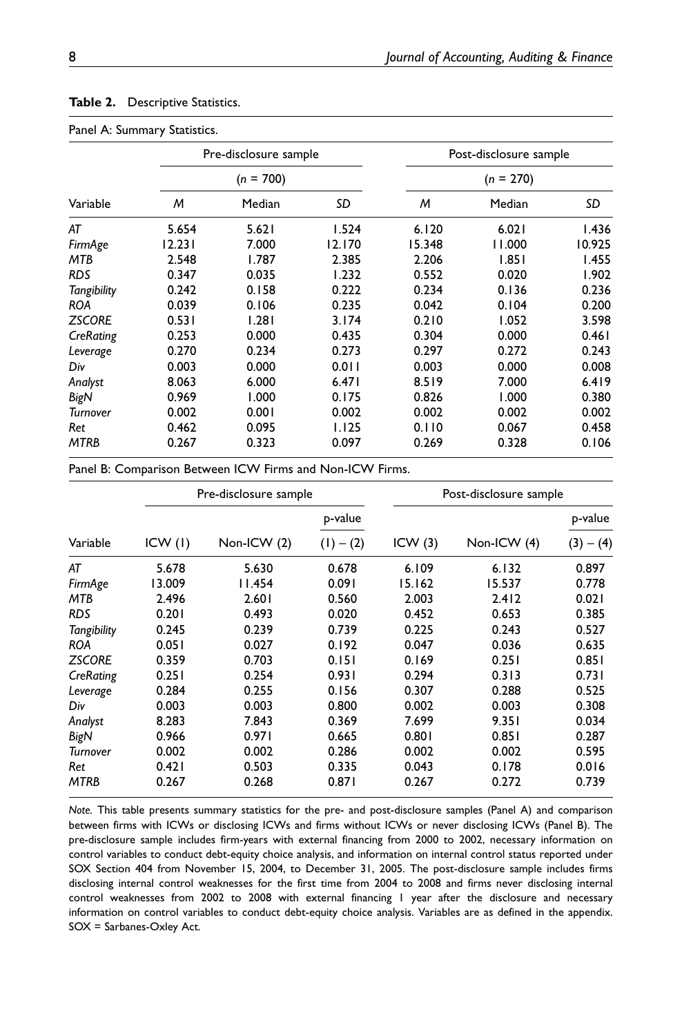**Table 2.** Descriptive Statistics.

Panel A: Summary Statistics.

| Variable | Pre-disclosure sample | | | Post-disclosure sample | | |
|---|---|---|---|---|---|---|
| | ($n$ = 700) | | | ($n$ = 270) | | |
| | *M* | Median | *SD* | *M* | Median | *SD* |
| *AT* | 5.654 | 5.621 | 1.524 | 6.120 | 6.021 | 1.436 |
| *FirmAge* | 12.231 | 7.000 | 12.170 | 15.348 | 11.000 | 10.925 |
| *MTB* | 2.548 | 1.787 | 2.385 | 2.206 | 1.851 | 1.455 |
| *RDS* | 0.347 | 0.035 | 1.232 | 0.552 | 0.020 | 1.902 |
| *Tangibility* | 0.242 | 0.158 | 0.222 | 0.234 | 0.136 | 0.236 |
| *ROA* | 0.039 | 0.106 | 0.235 | 0.042 | 0.104 | 0.200 |
| *ZSCORE* | 0.531 | 1.281 | 3.174 | 0.210 | 1.052 | 3.598 |
| *CreRating* | 0.253 | 0.000 | 0.435 | 0.304 | 0.000 | 0.461 |
| *Leverage* | 0.270 | 0.234 | 0.273 | 0.297 | 0.272 | 0.243 |
| *Div* | 0.003 | 0.000 | 0.011 | 0.003 | 0.000 | 0.008 |
| *Analyst* | 8.063 | 6.000 | 6.471 | 8.519 | 7.000 | 6.419 |
| *BigN* | 0.969 | 1.000 | 0.175 | 0.826 | 1.000 | 0.380 |
| *Turnover* | 0.002 | 0.001 | 0.002 | 0.002 | 0.002 | 0.002 |
| *Ret* | 0.462 | 0.095 | 1.125 | 0.110 | 0.067 | 0.458 |
| *MTRB* | 0.267 | 0.323 | 0.097 | 0.269 | 0.328 | 0.106 |

Panel B: Comparison Between ICW Firms and Non-ICW Firms.

| Variable | Pre-disclosure sample | | | Post-disclosure sample | | |
|---|---|---|---|---|---|---|
| | ICW (1) | Non-ICW (2) | p-value (1) – (2) | ICW (3) | Non-ICW (4) | p-value (3) – (4) |
| *AT* | 5.678 | 5.630 | 0.678 | 6.109 | 6.132 | 0.897 |
| *FirmAge* | 13.009 | 11.454 | 0.091 | 15.162 | 15.537 | 0.778 |
| *MTB* | 2.496 | 2.601 | 0.560 | 2.003 | 2.412 | 0.021 |
| *RDS* | 0.201 | 0.493 | 0.020 | 0.452 | 0.653 | 0.385 |
| *Tangibility* | 0.245 | 0.239 | 0.739 | 0.225 | 0.243 | 0.527 |
| *ROA* | 0.051 | 0.027 | 0.192 | 0.047 | 0.036 | 0.635 |
| *ZSCORE* | 0.359 | 0.703 | 0.151 | 0.169 | 0.251 | 0.851 |
| *CreRating* | 0.251 | 0.254 | 0.931 | 0.294 | 0.313 | 0.731 |
| *Leverage* | 0.284 | 0.255 | 0.156 | 0.307 | 0.288 | 0.525 |
| *Div* | 0.003 | 0.003 | 0.800 | 0.002 | 0.003 | 0.308 |
| *Analyst* | 8.283 | 7.843 | 0.369 | 7.699 | 9.351 | 0.034 |
| *BigN* | 0.966 | 0.971 | 0.665 | 0.801 | 0.851 | 0.287 |
| *Turnover* | 0.002 | 0.002 | 0.286 | 0.002 | 0.002 | 0.595 |
| *Ret* | 0.421 | 0.503 | 0.335 | 0.043 | 0.178 | 0.016 |
| *MTRB* | 0.267 | 0.268 | 0.871 | 0.267 | 0.272 | 0.739 |

*Note.* This table presents summary statistics for the pre- and post-disclosure samples (Panel A) and comparison between firms with ICWs or disclosing ICWs and firms without ICWs or never disclosing ICWs (Panel B). The pre-disclosure sample includes firm-years with external financing from 2000 to 2002, necessary information on control variables to conduct debt-equity choice analysis, and information on internal control status reported under SOX Section 404 from November 15, 2004, to December 31, 2005. The post-disclosure sample includes firms disclosing internal control weaknesses for the first time from 2004 to 2008 and firms never disclosing internal control weaknesses from 2002 to 2008 with external financing 1 year after the disclosure and necessary information on control variables to conduct debt-equity choice analysis. Variables are as defined in the appendix. SOX = Sarbanes-Oxley Act.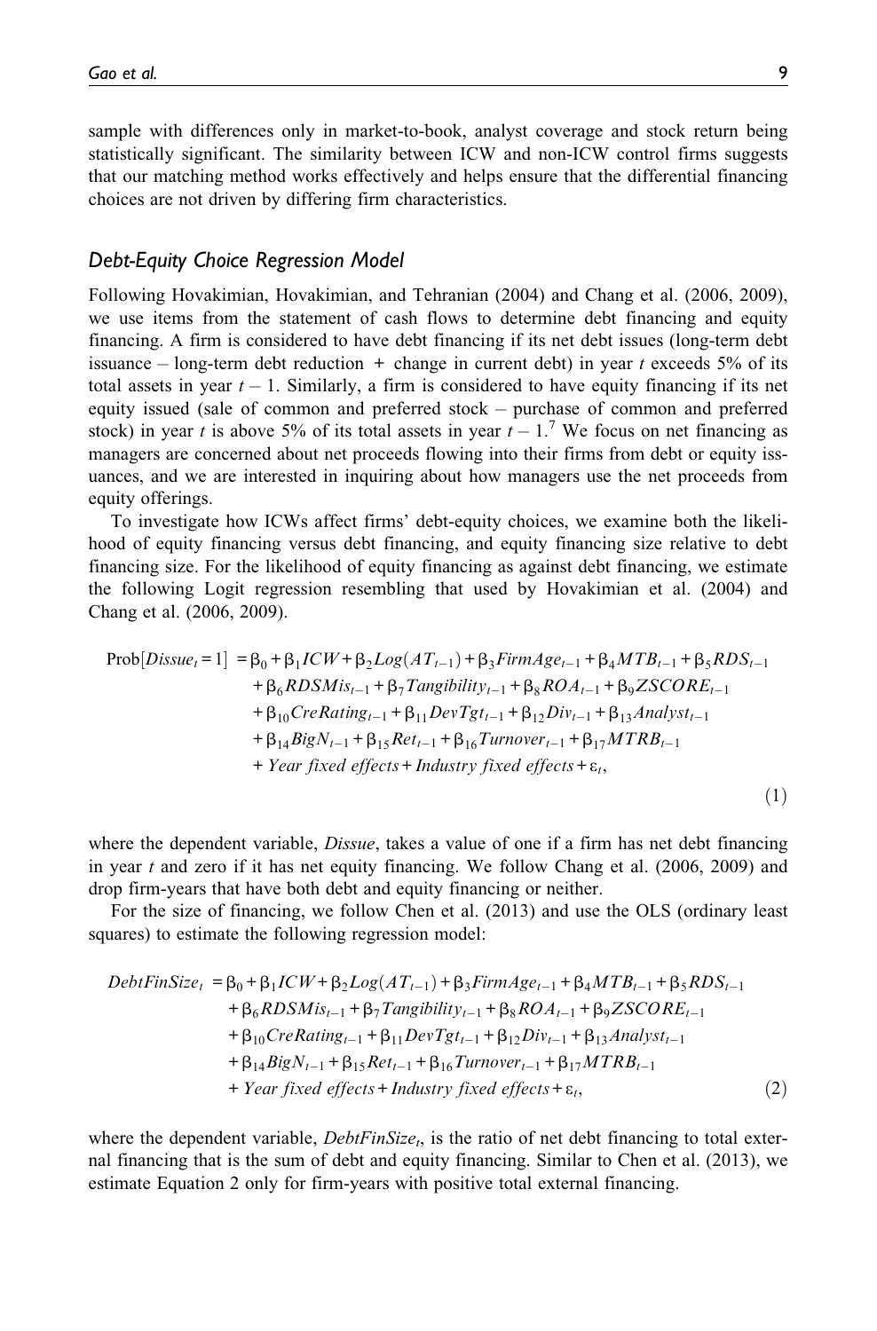sample with differences only in market-to-book, analyst coverage and stock return being statistically significant. The similarity between ICW and non-ICW control firms suggests that our matching method works effectively and helps ensure that the differential financing choices are not driven by differing firm characteristics.

### *Debt-Equity Choice Regression Model*

Following Hovakimian, Hovakimian, and Tehranian (2004) and Chang et al. (2006, 2009), we use items from the statement of cash flows to determine debt financing and equity financing. A firm is considered to have debt financing if its net debt issues (long-term debt issuance – long-term debt reduction + change in current debt) in year $t$ exceeds 5% of its total assets in year $t-1$. Similarly, a firm is considered to have equity financing if its net equity issued (sale of common and preferred stock – purchase of common and preferred stock) in year $t$ is above 5% of its total assets in year $t-1$.[7] We focus on net financing as managers are concerned about net proceeds flowing into their firms from debt or equity issuances, and we are interested in inquiring about how managers use the net proceeds from equity offerings.

To investigate how ICWs affect firms' debt-equity choices, we examine both the likelihood of equity financing versus debt financing, and equity financing size relative to debt financing size. For the likelihood of equity financing as against debt financing, we estimate the following Logit regression resembling that used by Hovakimian et al. (2004) and Chang et al. (2006, 2009).

$$
\begin{aligned}
\text{Prob}[Dissue_t = 1] = {} & \beta_0 + \beta_1 ICW + \beta_2 Log(AT_{t-1}) + \beta_3 FirmAge_{t-1} + \beta_4 MTB_{t-1} + \beta_5 RDS_{t-1} \\
& + \beta_6 RDSMis_{t-1} + \beta_7 Tangibility_{t-1} + \beta_8 ROA_{t-1} + \beta_9 ZSCORE_{t-1} \\
& + \beta_{10} CreRating_{t-1} + \beta_{11} DevTgt_{t-1} + \beta_{12} Div_{t-1} + \beta_{13} Analyst_{t-1} \\
& + \beta_{14} BigN_{t-1} + \beta_{15} Ret_{t-1} + \beta_{16} Turnover_{t-1} + \beta_{17} MTRB_{t-1} \\
& + \textit{Year fixed effects} + \textit{Industry fixed effects} + \varepsilon_t,
\end{aligned} \tag{1}
$$

where the dependent variable, *Dissue*, takes a value of one if a firm has net debt financing in year $t$ and zero if it has net equity financing. We follow Chang et al. (2006, 2009) and drop firm-years that have both debt and equity financing or neither.

For the size of financing, we follow Chen et al. (2013) and use the OLS (ordinary least squares) to estimate the following regression model:

$$
\begin{aligned}
DebtFinSize_t = {} & \beta_0 + \beta_1 ICW + \beta_2 Log(AT_{t-1}) + \beta_3 FirmAge_{t-1} + \beta_4 MTB_{t-1} + \beta_5 RDS_{t-1} \\
& + \beta_6 RDSMis_{t-1} + \beta_7 Tangibility_{t-1} + \beta_8 ROA_{t-1} + \beta_9 ZSCORE_{t-1} \\
& + \beta_{10} CreRating_{t-1} + \beta_{11} DevTgt_{t-1} + \beta_{12} Div_{t-1} + \beta_{13} Analyst_{t-1} \\
& + \beta_{14} BigN_{t-1} + \beta_{15} Ret_{t-1} + \beta_{16} Turnover_{t-1} + \beta_{17} MTRB_{t-1} \\
& + \textit{Year fixed effects} + \textit{Industry fixed effects} + \varepsilon_t,
\end{aligned} \tag{2}
$$

where the dependent variable, $DebtFinSize_t$, is the ratio of net debt financing to total external financing that is the sum of debt and equity financing. Similar to Chen et al. (2013), we estimate Equation 2 only for firm-years with positive total external financing.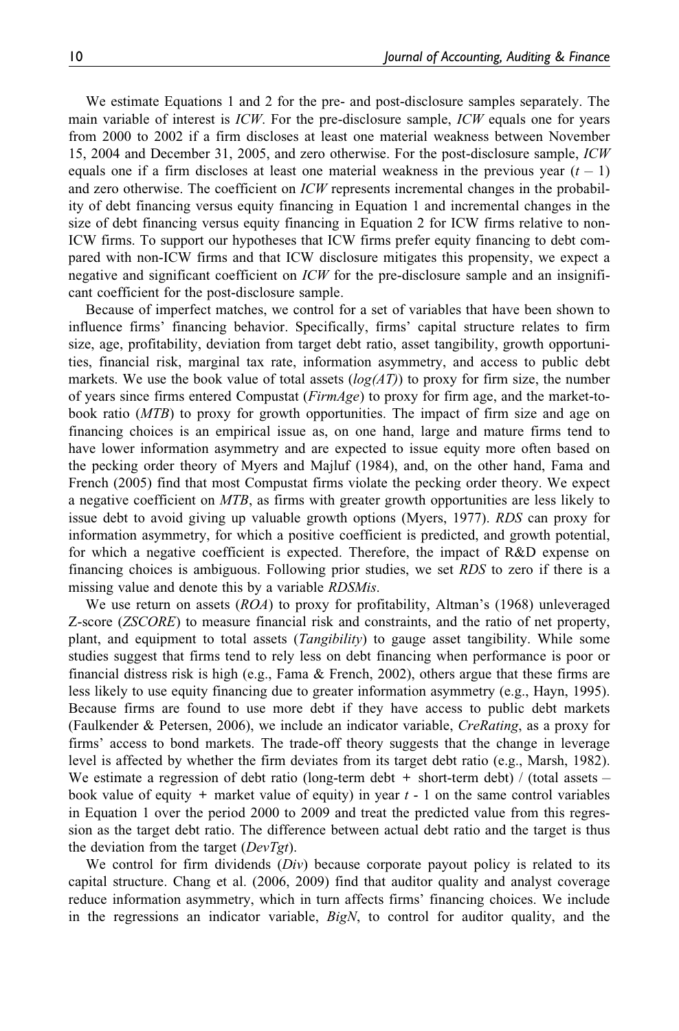We estimate Equations 1 and 2 for the pre- and post-disclosure samples separately. The main variable of interest is *ICW*. For the pre-disclosure sample, *ICW* equals one for years from 2000 to 2002 if a firm discloses at least one material weakness between November 15, 2004 and December 31, 2005, and zero otherwise. For the post-disclosure sample, *ICW* equals one if a firm discloses at least one material weakness in the previous year ($t - 1$) and zero otherwise. The coefficient on *ICW* represents incremental changes in the probability of debt financing versus equity financing in Equation 1 and incremental changes in the size of debt financing versus equity financing in Equation 2 for ICW firms relative to non-ICW firms. To support our hypotheses that ICW firms prefer equity financing to debt compared with non-ICW firms and that ICW disclosure mitigates this propensity, we expect a negative and significant coefficient on *ICW* for the pre-disclosure sample and an insignificant coefficient for the post-disclosure sample.

Because of imperfect matches, we control for a set of variables that have been shown to influence firms' financing behavior. Specifically, firms' capital structure relates to firm size, age, profitability, deviation from target debt ratio, asset tangibility, growth opportunities, financial risk, marginal tax rate, information asymmetry, and access to public debt markets. We use the book value of total assets (*log(AT)*) to proxy for firm size, the number of years since firms entered Compustat (*FirmAge*) to proxy for firm age, and the market-to-book ratio (*MTB*) to proxy for growth opportunities. The impact of firm size and age on financing choices is an empirical issue as, on one hand, large and mature firms tend to have lower information asymmetry and are expected to issue equity more often based on the pecking order theory of Myers and Majluf (1984), and, on the other hand, Fama and French (2005) find that most Compustat firms violate the pecking order theory. We expect a negative coefficient on *MTB*, as firms with greater growth opportunities are less likely to issue debt to avoid giving up valuable growth options (Myers, 1977). *RDS* can proxy for information asymmetry, for which a positive coefficient is predicted, and growth potential, for which a negative coefficient is expected. Therefore, the impact of R&D expense on financing choices is ambiguous. Following prior studies, we set *RDS* to zero if there is a missing value and denote this by a variable *RDSMis*.

We use return on assets (*ROA*) to proxy for profitability, Altman's (1968) unleveraged Z-score (*ZSCORE*) to measure financial risk and constraints, and the ratio of net property, plant, and equipment to total assets (*Tangibility*) to gauge asset tangibility. While some studies suggest that firms tend to rely less on debt financing when performance is poor or financial distress risk is high (e.g., Fama & French, 2002), others argue that these firms are less likely to use equity financing due to greater information asymmetry (e.g., Hayn, 1995). Because firms are found to use more debt if they have access to public debt markets (Faulkender & Petersen, 2006), we include an indicator variable, *CreRating*, as a proxy for firms' access to bond markets. The trade-off theory suggests that the change in leverage level is affected by whether the firm deviates from its target debt ratio (e.g., Marsh, 1982). We estimate a regression of debt ratio (long-term debt + short-term debt) / (total assets – book value of equity + market value of equity) in year $t$ - 1 on the same control variables in Equation 1 over the period 2000 to 2009 and treat the predicted value from this regression as the target debt ratio. The difference between actual debt ratio and the target is thus the deviation from the target (*DevTgt*).

We control for firm dividends (*Div*) because corporate payout policy is related to its capital structure. Chang et al. (2006, 2009) find that auditor quality and analyst coverage reduce information asymmetry, which in turn affects firms' financing choices. We include in the regressions an indicator variable, *BigN*, to control for auditor quality, and the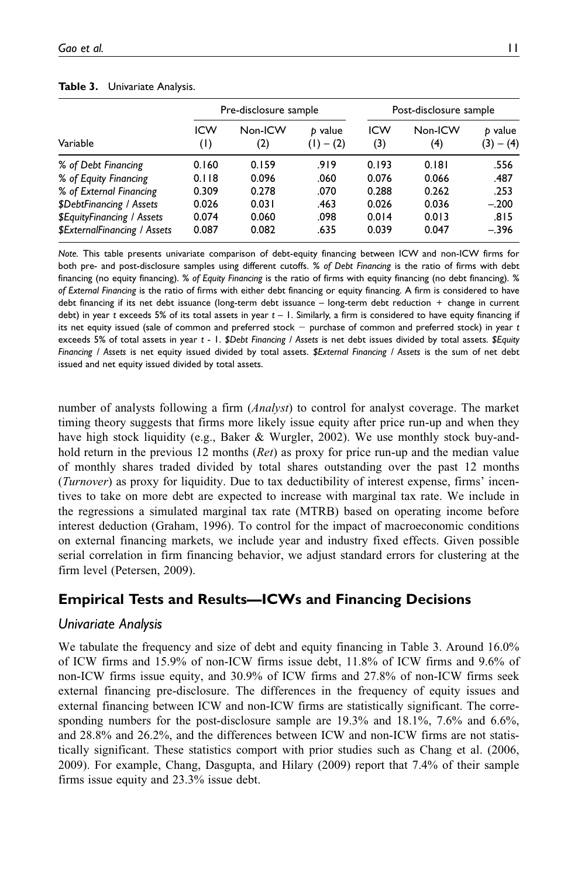**Table 3.** Univariate Analysis.

| Variable | Pre-disclosure sample | | | Post-disclosure sample | | |
|---|---|---|---|---|---|---|
| | ICW (1) | Non-ICW (2) | *p* value (1) – (2) | ICW (3) | Non-ICW (4) | *p* value (3) – (4) |
| *% of Debt Financing* | 0.160 | 0.159 | .919 | 0.193 | 0.181 | .556 |
| *% of Equity Financing* | 0.118 | 0.096 | .060 | 0.076 | 0.066 | .487 |
| *% of External Financing* | 0.309 | 0.278 | .070 | 0.288 | 0.262 | .253 |
| *$DebtFinancing / Assets* | 0.026 | 0.031 | .463 | 0.026 | 0.036 | –.200 |
| *$EquityFinancing / Assets* | 0.074 | 0.060 | .098 | 0.014 | 0.013 | .815 |
| *$ExternalFinancing / Assets* | 0.087 | 0.082 | .635 | 0.039 | 0.047 | –.396 |

*Note.* This table presents univariate comparison of debt-equity financing between ICW and non-ICW firms for both pre- and post-disclosure samples using different cutoffs. *% of Debt Financing* is the ratio of firms with debt financing (no equity financing). *% of Equity Financing* is the ratio of firms with equity financing (no debt financing). *% of External Financing* is the ratio of firms with either debt financing or equity financing. A firm is considered to have debt financing if its net debt issuance (long-term debt issuance – long-term debt reduction + change in current debt) in year $t$ exceeds 5% of its total assets in year $t - 1$. Similarly, a firm is considered to have equity financing if its net equity issued (sale of common and preferred stock − purchase of common and preferred stock) in year $t$ exceeds 5% of total assets in year $t$ - 1. *$Debt Financing / Assets* is net debt issues divided by total assets. *$Equity Financing / Assets* is net equity issued divided by total assets. *$External Financing / Assets* is the sum of net debt issued and net equity issued divided by total assets.

number of analysts following a firm (*Analyst*) to control for analyst coverage. The market timing theory suggests that firms more likely issue equity after price run-up and when they have high stock liquidity (e.g., Baker & Wurgler, 2002). We use monthly stock buy-and-hold return in the previous 12 months (*Ret*) as proxy for price run-up and the median value of monthly shares traded divided by total shares outstanding over the past 12 months (*Turnover*) as proxy for liquidity. Due to tax deductibility of interest expense, firms' incentives to take on more debt are expected to increase with marginal tax rate. We include in the regressions a simulated marginal tax rate (MTRB) based on operating income before interest deduction (Graham, 1996). To control for the impact of macroeconomic conditions on external financing markets, we include year and industry fixed effects. Given possible serial correlation in firm financing behavior, we adjust standard errors for clustering at the firm level (Petersen, 2009).

## Empirical Tests and Results—ICWs and Financing Decisions

### Univariate Analysis

We tabulate the frequency and size of debt and equity financing in Table 3. Around 16.0% of ICW firms and 15.9% of non-ICW firms issue debt, 11.8% of ICW firms and 9.6% of non-ICW firms issue equity, and 30.9% of ICW firms and 27.8% of non-ICW firms seek external financing pre-disclosure. The differences in the frequency of equity issues and external financing between ICW and non-ICW firms are statistically significant. The corresponding numbers for the post-disclosure sample are 19.3% and 18.1%, 7.6% and 6.6%, and 28.8% and 26.2%, and the differences between ICW and non-ICW firms are not statistically significant. These statistics comport with prior studies such as Chang et al. (2006, 2009). For example, Chang, Dasgupta, and Hilary (2009) report that 7.4% of their sample firms issue equity and 23.3% issue debt.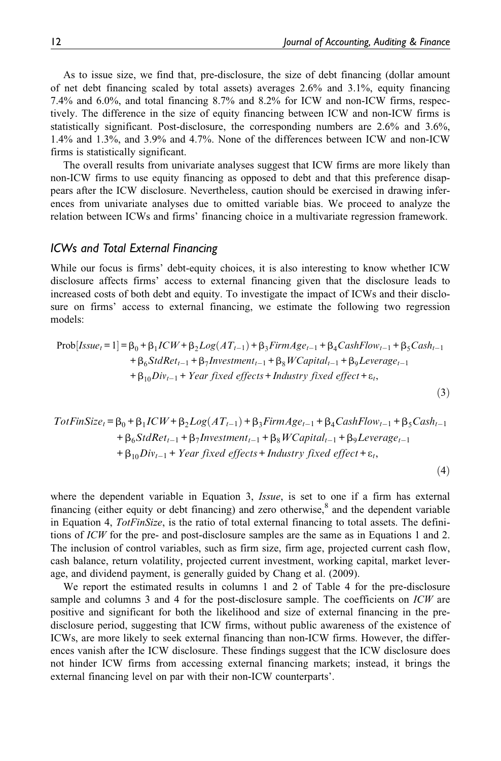As to issue size, we find that, pre-disclosure, the size of debt financing (dollar amount of net debt financing scaled by total assets) averages 2.6% and 3.1%, equity financing 7.4% and 6.0%, and total financing 8.7% and 8.2% for ICW and non-ICW firms, respectively. The difference in the size of equity financing between ICW and non-ICW firms is statistically significant. Post-disclosure, the corresponding numbers are 2.6% and 3.6%, 1.4% and 1.3%, and 3.9% and 4.7%. None of the differences between ICW and non-ICW firms is statistically significant.

The overall results from univariate analyses suggest that ICW firms are more likely than non-ICW firms to use equity financing as opposed to debt and that this preference disappears after the ICW disclosure. Nevertheless, caution should be exercised in drawing inferences from univariate analyses due to omitted variable bias. We proceed to analyze the relation between ICWs and firms' financing choice in a multivariate regression framework.

## *ICWs and Total External Financing*

While our focus is firms' debt-equity choices, it is also interesting to know whether ICW disclosure affects firms' access to external financing given that the disclosure leads to increased costs of both debt and equity. To investigate the impact of ICWs and their disclosure on firms' access to external financing, we estimate the following two regression models:

$$\begin{aligned}\text{Prob}[Issue_t = 1] = {} & \beta_0 + \beta_1 ICW + \beta_2 Log(AT_{t-1}) + \beta_3 FirmAge_{t-1} + \beta_4 CashFlow_{t-1} + \beta_5 Cash_{t-1} \\ & + \beta_6 StdRet_{t-1} + \beta_7 Investment_{t-1} + \beta_8 WCapital_{t-1} + \beta_9 Leverage_{t-1} \\ & + \beta_{10} Div_{t-1} + \textit{Year fixed effects} + \textit{Industry fixed effect} + \varepsilon_t,\end{aligned} \tag{3}$$

$$\begin{aligned}TotFinSize_t = {} & \beta_0 + \beta_1 ICW + \beta_2 Log(AT_{t-1}) + \beta_3 FirmAge_{t-1} + \beta_4 CashFlow_{t-1} + \beta_5 Cash_{t-1} \\ & + \beta_6 StdRet_{t-1} + \beta_7 Investment_{t-1} + \beta_8 WCapital_{t-1} + \beta_9 Leverage_{t-1} \\ & + \beta_{10} Div_{t-1} + \textit{Year fixed effects} + \textit{Industry fixed effect} + \varepsilon_t,\end{aligned} \tag{4}$$

where the dependent variable in Equation 3, *Issue*, is set to one if a firm has external financing (either equity or debt financing) and zero otherwise,[8] and the dependent variable in Equation 4, *TotFinSize*, is the ratio of total external financing to total assets. The definitions of *ICW* for the pre- and post-disclosure samples are the same as in Equations 1 and 2. The inclusion of control variables, such as firm size, firm age, projected current cash flow, cash balance, return volatility, projected current investment, working capital, market leverage, and dividend payment, is generally guided by Chang et al. (2009).

We report the estimated results in columns 1 and 2 of Table 4 for the pre-disclosure sample and columns 3 and 4 for the post-disclosure sample. The coefficients on *ICW* are positive and significant for both the likelihood and size of external financing in the pre-disclosure period, suggesting that ICW firms, without public awareness of the existence of ICWs, are more likely to seek external financing than non-ICW firms. However, the differences vanish after the ICW disclosure. These findings suggest that the ICW disclosure does not hinder ICW firms from accessing external financing markets; instead, it brings the external financing level on par with their non-ICW counterparts'.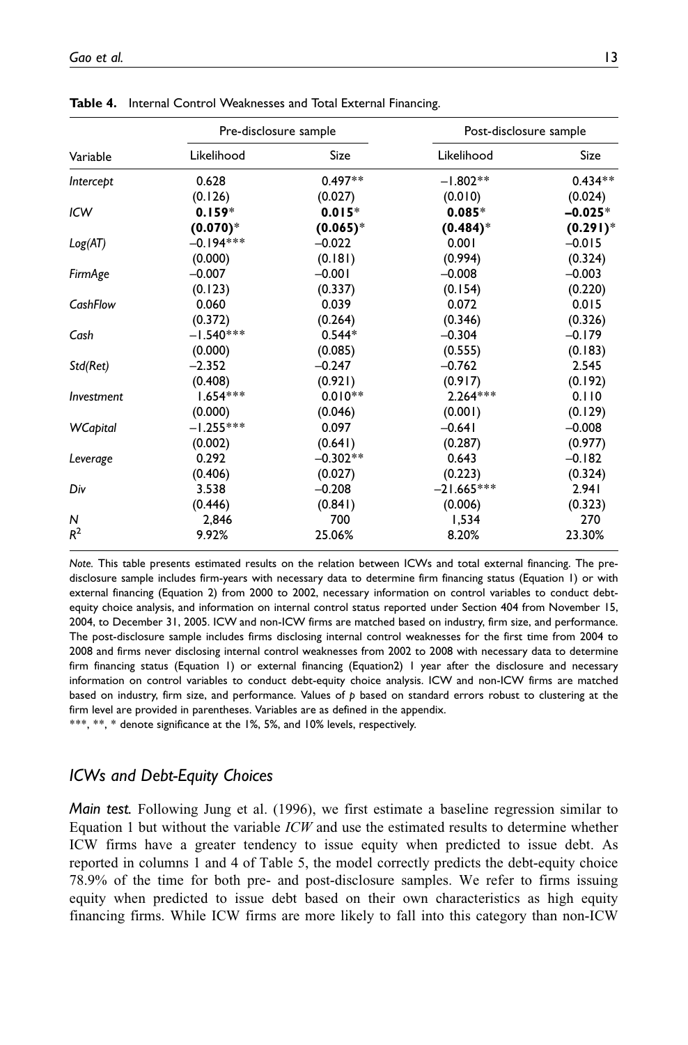**Table 4.** Internal Control Weaknesses and Total External Financing.

| Variable | Pre-disclosure sample | | Post-disclosure sample | |
|---|---|---|---|---|
| | Likelihood | Size | Likelihood | Size |
| *Intercept* | 0.628 | 0.497** | −1.802** | 0.434** |
| | (0.126) | (0.027) | (0.010) | (0.024) |
| *ICW* | **0.159*** | **0.015*** | **0.085*** | **−0.025*** |
| | **(0.070)*** | **(0.065)*** | **(0.484)*** | **(0.291)*** |
| *Log(AT)* | −0.194*** | −0.022 | 0.001 | −0.015 |
| | (0.000) | (0.181) | (0.994) | (0.324) |
| *FirmAge* | −0.007 | −0.001 | −0.008 | −0.003 |
| | (0.123) | (0.337) | (0.154) | (0.220) |
| *CashFlow* | 0.060 | 0.039 | 0.072 | 0.015 |
| | (0.372) | (0.264) | (0.346) | (0.326) |
| *Cash* | −1.540*** | 0.544* | −0.304 | −0.179 |
| | (0.000) | (0.085) | (0.555) | (0.183) |
| *Std(Ret)* | −2.352 | −0.247 | −0.762 | 2.545 |
| | (0.408) | (0.921) | (0.917) | (0.192) |
| *Investment* | 1.654*** | 0.010** | 2.264*** | 0.110 |
| | (0.000) | (0.046) | (0.001) | (0.129) |
| *WCapital* | −1.255*** | 0.097 | −0.641 | −0.008 |
| | (0.002) | (0.641) | (0.287) | (0.977) |
| *Leverage* | 0.292 | −0.302** | 0.643 | −0.182 |
| | (0.406) | (0.027) | (0.223) | (0.324) |
| *Div* | 3.538 | −0.208 | −21.665*** | 2.941 |
| | (0.446) | (0.841) | (0.006) | (0.323) |
| *N* | 2,846 | 700 | 1,534 | 270 |
| $R^2$ | 9.92% | 25.06% | 8.20% | 23.30% |

*Note.* This table presents estimated results on the relation between ICWs and total external financing. The pre-disclosure sample includes firm-years with necessary data to determine firm financing status (Equation 1) or with external financing (Equation 2) from 2000 to 2002, necessary information on control variables to conduct debt-equity choice analysis, and information on internal control status reported under Section 404 from November 15, 2004, to December 31, 2005. ICW and non-ICW firms are matched based on industry, firm size, and performance. The post-disclosure sample includes firms disclosing internal control weaknesses for the first time from 2004 to 2008 and firms never disclosing internal control weaknesses from 2002 to 2008 with necessary data to determine firm financing status (Equation 1) or external financing (Equation2) 1 year after the disclosure and necessary information on control variables to conduct debt-equity choice analysis. ICW and non-ICW firms are matched based on industry, firm size, and performance. Values of *p* based on standard errors robust to clustering at the firm level are provided in parentheses. Variables are as defined in the appendix.
***, **, * denote significance at the 1%, 5%, and 10% levels, respectively.

### *ICWs and Debt-Equity Choices*

***Main test.*** Following Jung et al. (1996), we first estimate a baseline regression similar to Equation 1 but without the variable *ICW* and use the estimated results to determine whether ICW firms have a greater tendency to issue equity when predicted to issue debt. As reported in columns 1 and 4 of Table 5, the model correctly predicts the debt-equity choice 78.9% of the time for both pre- and post-disclosure samples. We refer to firms issuing equity when predicted to issue debt based on their own characteristics as high equity financing firms. While ICW firms are more likely to fall into this category than non-ICW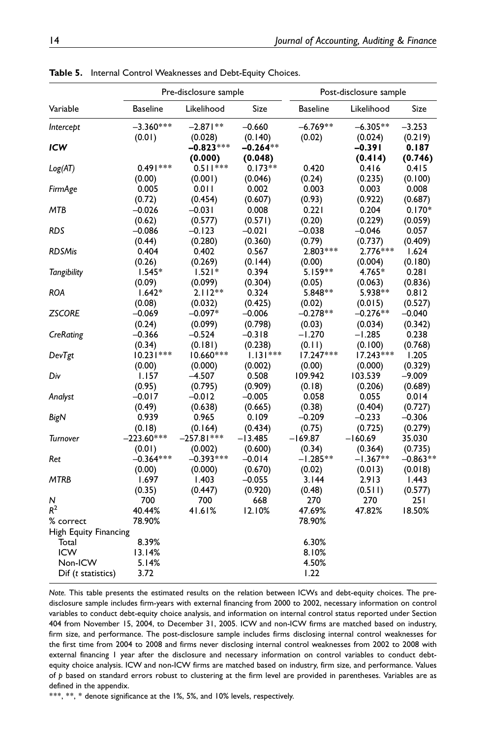**Table 5.** Internal Control Weaknesses and Debt-Equity Choices.

| | Pre-disclosure sample | | | Post-disclosure sample | | |
|---|---|---|---|---|---|---|
| Variable | Baseline | Likelihood | Size | Baseline | Likelihood | Size |
| *Intercept* | −3.360*** | −2.871** | −0.660 | −6.769** | −6.305** | −3.253 |
| | (0.01) | (0.028) | (0.140) | (0.02) | (0.024) | (0.219) |
| ***ICW*** | | **−0.823***** | **−0.264**** | | **−0.391** | **0.187** |
| | | **(0.000)** | **(0.048)** | | **(0.414)** | **(0.746)** |
| *Log(AT)* | 0.491*** | 0.511*** | 0.173** | 0.420 | 0.416 | 0.415 |
| | (0.00) | (0.001) | (0.046) | (0.24) | (0.235) | (0.100) |
| *FirmAge* | 0.005 | 0.011 | 0.002 | 0.003 | 0.003 | 0.008 |
| | (0.72) | (0.454) | (0.607) | (0.93) | (0.922) | (0.687) |
| *MTB* | −0.026 | −0.031 | 0.008 | 0.221 | 0.204 | 0.170* |
| | (0.62) | (0.577) | (0.571) | (0.20) | (0.229) | (0.059) |
| *RDS* | −0.086 | −0.123 | −0.021 | −0.038 | −0.046 | 0.057 |
| | (0.44) | (0.280) | (0.360) | (0.79) | (0.737) | (0.409) |
| *RDSMis* | 0.404 | 0.402 | 0.567 | 2.803*** | 2.776*** | 1.624 |
| | (0.26) | (0.269) | (0.144) | (0.00) | (0.004) | (0.180) |
| *Tangibility* | 1.545* | 1.521* | 0.394 | 5.159** | 4.765* | 0.281 |
| | (0.09) | (0.099) | (0.304) | (0.05) | (0.063) | (0.836) |
| *ROA* | 1.642* | 2.112** | 0.324 | 5.848** | 5.938** | 0.812 |
| | (0.08) | (0.032) | (0.425) | (0.02) | (0.015) | (0.527) |
| *ZSCORE* | −0.069 | −0.097* | −0.006 | −0.278** | −0.276** | −0.040 |
| | (0.24) | (0.099) | (0.798) | (0.03) | (0.034) | (0.342) |
| *CreRating* | −0.366 | −0.524 | −0.318 | −1.270 | −1.285 | 0.238 |
| | (0.34) | (0.181) | (0.238) | (0.11) | (0.100) | (0.768) |
| *DevTgt* | 10.231*** | 10.660*** | 1.131*** | 17.247*** | 17.243*** | 1.205 |
| | (0.00) | (0.000) | (0.002) | (0.00) | (0.000) | (0.329) |
| *Div* | 1.157 | −4.507 | 0.508 | 109.942 | 103.539 | −9.009 |
| | (0.95) | (0.795) | (0.909) | (0.18) | (0.206) | (0.689) |
| *Analyst* | −0.017 | −0.012 | −0.005 | 0.058 | 0.055 | 0.014 |
| | (0.49) | (0.638) | (0.665) | (0.38) | (0.404) | (0.727) |
| *BigN* | 0.939 | 0.965 | 0.109 | −0.209 | −0.233 | −0.306 |
| | (0.18) | (0.164) | (0.434) | (0.75) | (0.725) | (0.279) |
| *Turnover* | −223.60*** | −257.81*** | −13.485 | −169.87 | −160.69 | 35.030 |
| | (0.01) | (0.002) | (0.600) | (0.34) | (0.364) | (0.735) |
| *Ret* | −0.364*** | −0.393*** | −0.014 | −1.285** | −1.367** | −0.863** |
| | (0.00) | (0.000) | (0.670) | (0.02) | (0.013) | (0.018) |
| *MTRB* | 1.697 | 1.403 | −0.055 | 3.144 | 2.913 | 1.443 |
| | (0.35) | (0.447) | (0.920) | (0.48) | (0.511) | (0.577) |
| *N* | 700 | 700 | 668 | 270 | 270 | 251 |
| $R^2$ | 40.44% | 41.61% | 12.10% | 47.69% | 47.82% | 18.50% |
| % correct | 78.90% | | | 78.90% | | |
| High Equity Financing | | | | | | |
| Total | 8.39% | | | 6.30% | | |
| ICW | 13.14% | | | 8.10% | | |
| Non-ICW | 5.14% | | | 4.50% | | |
| Dif (*t* statistics) | 3.72 | | | 1.22 | | |

*Note.* This table presents the estimated results on the relation between ICWs and debt-equity choices. The pre-disclosure sample includes firm-years with external financing from 2000 to 2002, necessary information on control variables to conduct debt-equity choice analysis, and information on internal control status reported under Section 404 from November 15, 2004, to December 31, 2005. ICW and non-ICW firms are matched based on industry, firm size, and performance. The post-disclosure sample includes firms disclosing internal control weaknesses for the first time from 2004 to 2008 and firms never disclosing internal control weaknesses from 2002 to 2008 with external financing 1 year after the disclosure and necessary information on control variables to conduct debt-equity choice analysis. ICW and non-ICW firms are matched based on industry, firm size, and performance. Values of *p* based on standard errors robust to clustering at the firm level are provided in parentheses. Variables are as defined in the appendix.

***, **, * denote significance at the 1%, 5%, and 10% levels, respectively.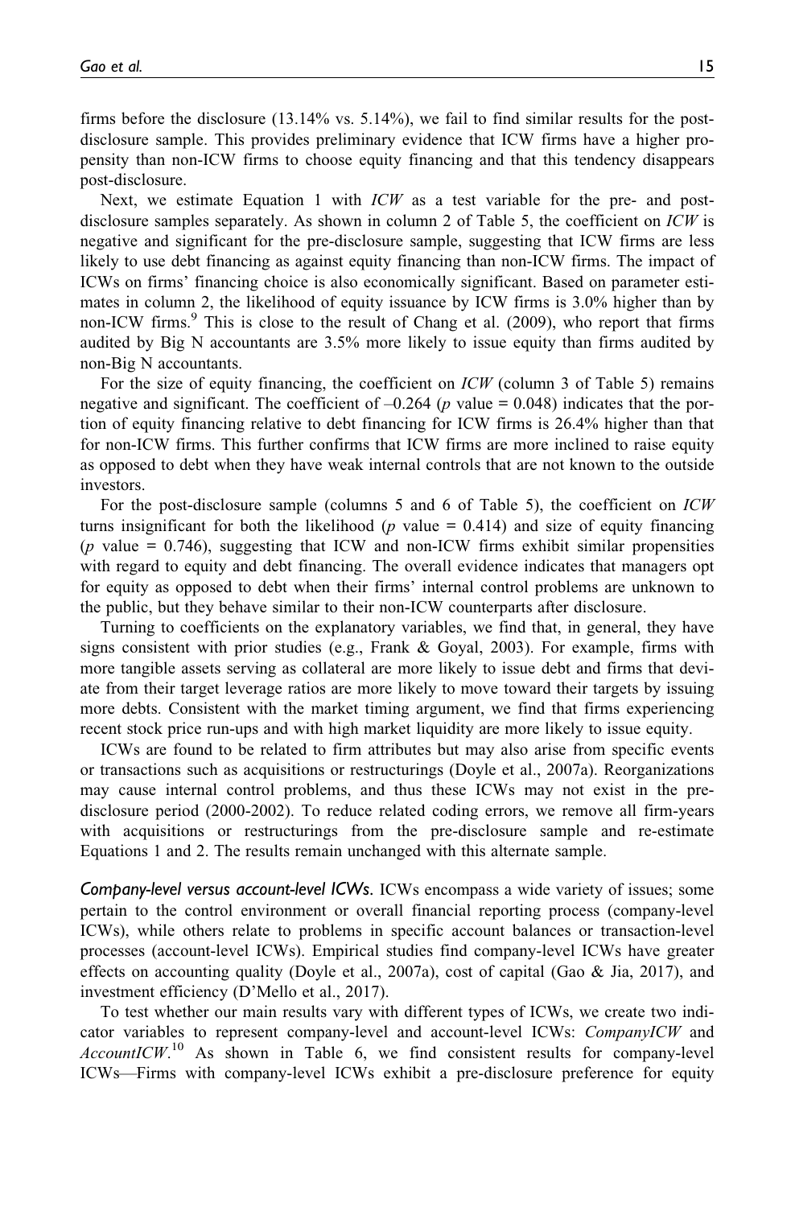firms before the disclosure (13.14% vs. 5.14%), we fail to find similar results for the post-disclosure sample. This provides preliminary evidence that ICW firms have a higher propensity than non-ICW firms to choose equity financing and that this tendency disappears post-disclosure.

Next, we estimate Equation 1 with *ICW* as a test variable for the pre- and post-disclosure samples separately. As shown in column 2 of Table 5, the coefficient on *ICW* is negative and significant for the pre-disclosure sample, suggesting that ICW firms are less likely to use debt financing as against equity financing than non-ICW firms. The impact of ICWs on firms' financing choice is also economically significant. Based on parameter estimates in column 2, the likelihood of equity issuance by ICW firms is 3.0% higher than by non-ICW firms.[9] This is close to the result of Chang et al. (2009), who report that firms audited by Big N accountants are 3.5% more likely to issue equity than firms audited by non-Big N accountants.

For the size of equity financing, the coefficient on *ICW* (column 3 of Table 5) remains negative and significant. The coefficient of –0.264 ($p$ value = 0.048) indicates that the portion of equity financing relative to debt financing for ICW firms is 26.4% higher than that for non-ICW firms. This further confirms that ICW firms are more inclined to raise equity as opposed to debt when they have weak internal controls that are not known to the outside investors.

For the post-disclosure sample (columns 5 and 6 of Table 5), the coefficient on *ICW* turns insignificant for both the likelihood ($p$ value = 0.414) and size of equity financing ($p$ value = 0.746), suggesting that ICW and non-ICW firms exhibit similar propensities with regard to equity and debt financing. The overall evidence indicates that managers opt for equity as opposed to debt when their firms' internal control problems are unknown to the public, but they behave similar to their non-ICW counterparts after disclosure.

Turning to coefficients on the explanatory variables, we find that, in general, they have signs consistent with prior studies (e.g., Frank & Goyal, 2003). For example, firms with more tangible assets serving as collateral are more likely to issue debt and firms that deviate from their target leverage ratios are more likely to move toward their targets by issuing more debts. Consistent with the market timing argument, we find that firms experiencing recent stock price run-ups and with high market liquidity are more likely to issue equity.

ICWs are found to be related to firm attributes but may also arise from specific events or transactions such as acquisitions or restructurings (Doyle et al., 2007a). Reorganizations may cause internal control problems, and thus these ICWs may not exist in the pre-disclosure period (2000-2002). To reduce related coding errors, we remove all firm-years with acquisitions or restructurings from the pre-disclosure sample and re-estimate Equations 1 and 2. The results remain unchanged with this alternate sample.

*Company-level versus account-level ICWs.* ICWs encompass a wide variety of issues; some pertain to the control environment or overall financial reporting process (company-level ICWs), while others relate to problems in specific account balances or transaction-level processes (account-level ICWs). Empirical studies find company-level ICWs have greater effects on accounting quality (Doyle et al., 2007a), cost of capital (Gao & Jia, 2017), and investment efficiency (D'Mello et al., 2017).

To test whether our main results vary with different types of ICWs, we create two indicator variables to represent company-level and account-level ICWs: *CompanyICW* and *AccountICW*.[10] As shown in Table 6, we find consistent results for company-level ICWs—Firms with company-level ICWs exhibit a pre-disclosure preference for equity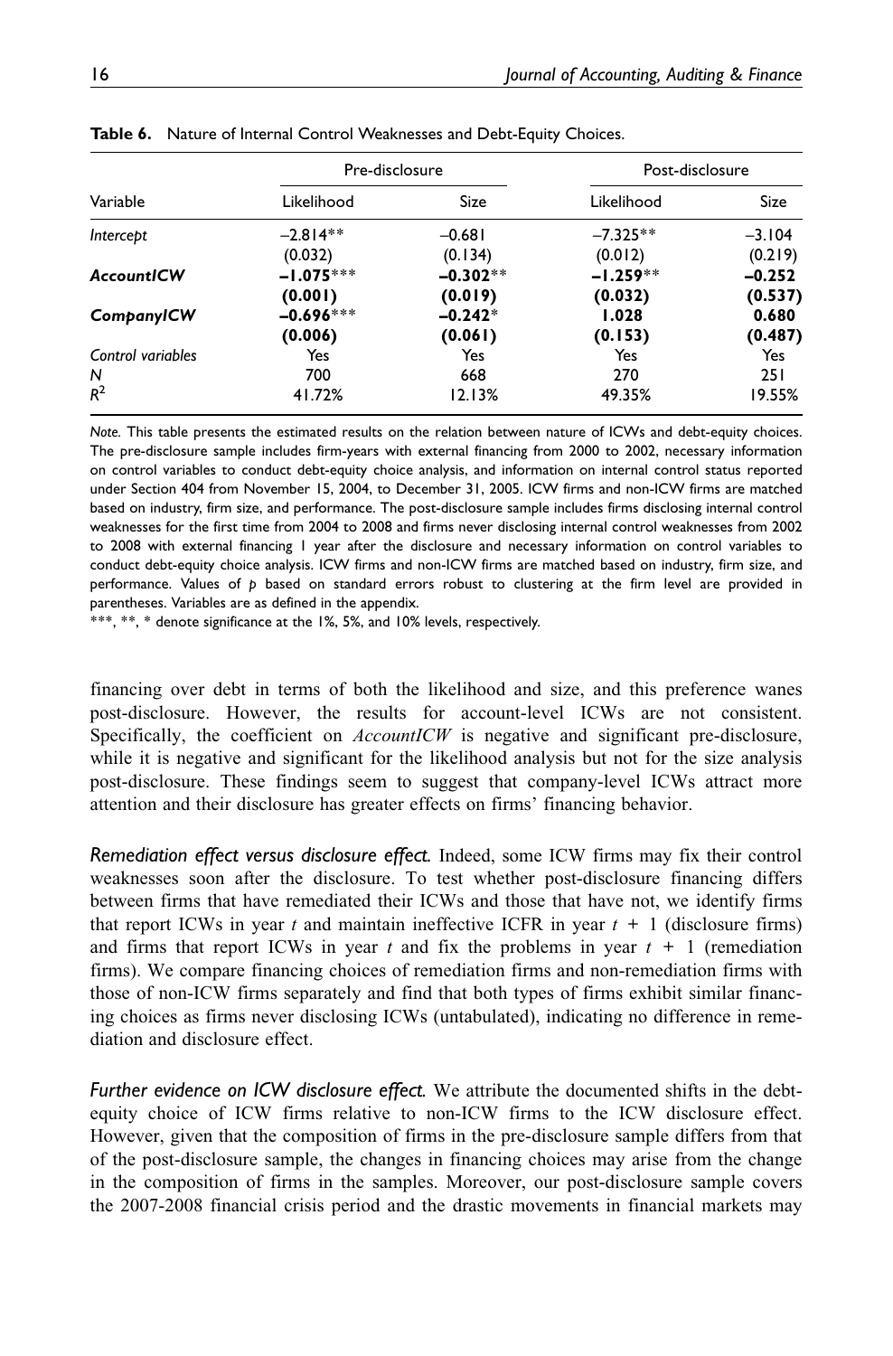**Table 6.** Nature of Internal Control Weaknesses and Debt-Equity Choices.

| Variable | Pre-disclosure | | Post-disclosure | |
|---|---|---|---|---|
| | Likelihood | Size | Likelihood | Size |
| *Intercept* | −2.814** | −0.681 | −7.325** | −3.104 |
| | (0.032) | (0.134) | (0.012) | (0.219) |
| ***AccountICW*** | **−1.075***** | **−0.302**** | **−1.259**** | **−0.252** |
| | **(0.001)** | **(0.019)** | **(0.032)** | **(0.537)** |
| ***CompanyICW*** | **−0.696***** | **−0.242*** | **1.028** | **0.680** |
| | **(0.006)** | **(0.061)** | **(0.153)** | **(0.487)** |
| *Control variables* | Yes | Yes | Yes | Yes |
| *N* | 700 | 668 | 270 | 251 |
| $R^2$ | 41.72% | 12.13% | 49.35% | 19.55% |

*Note.* This table presents the estimated results on the relation between nature of ICWs and debt-equity choices. The pre-disclosure sample includes firm-years with external financing from 2000 to 2002, necessary information on control variables to conduct debt-equity choice analysis, and information on internal control status reported under Section 404 from November 15, 2004, to December 31, 2005. ICW firms and non-ICW firms are matched based on industry, firm size, and performance. The post-disclosure sample includes firms disclosing internal control weaknesses for the first time from 2004 to 2008 and firms never disclosing internal control weaknesses from 2002 to 2008 with external financing 1 year after the disclosure and necessary information on control variables to conduct debt-equity choice analysis. ICW firms and non-ICW firms are matched based on industry, firm size, and performance. Values of *p* based on standard errors robust to clustering at the firm level are provided in parentheses. Variables are as defined in the appendix.

***, **, * denote significance at the 1%, 5%, and 10% levels, respectively.

financing over debt in terms of both the likelihood and size, and this preference wanes post-disclosure. However, the results for account-level ICWs are not consistent. Specifically, the coefficient on *AccountICW* is negative and significant pre-disclosure, while it is negative and significant for the likelihood analysis but not for the size analysis post-disclosure. These findings seem to suggest that company-level ICWs attract more attention and their disclosure has greater effects on firms' financing behavior.

*Remediation effect versus disclosure effect.* Indeed, some ICW firms may fix their control weaknesses soon after the disclosure. To test whether post-disclosure financing differs between firms that have remediated their ICWs and those that have not, we identify firms that report ICWs in year $t$ and maintain ineffective ICFR in year $t + 1$ (disclosure firms) and firms that report ICWs in year $t$ and fix the problems in year $t + 1$ (remediation firms). We compare financing choices of remediation firms and non-remediation firms with those of non-ICW firms separately and find that both types of firms exhibit similar financing choices as firms never disclosing ICWs (untabulated), indicating no difference in remediation and disclosure effect.

*Further evidence on ICW disclosure effect.* We attribute the documented shifts in the debt-equity choice of ICW firms relative to non-ICW firms to the ICW disclosure effect. However, given that the composition of firms in the pre-disclosure sample differs from that of the post-disclosure sample, the changes in financing choices may arise from the change in the composition of firms in the samples. Moreover, our post-disclosure sample covers the 2007-2008 financial crisis period and the drastic movements in financial markets may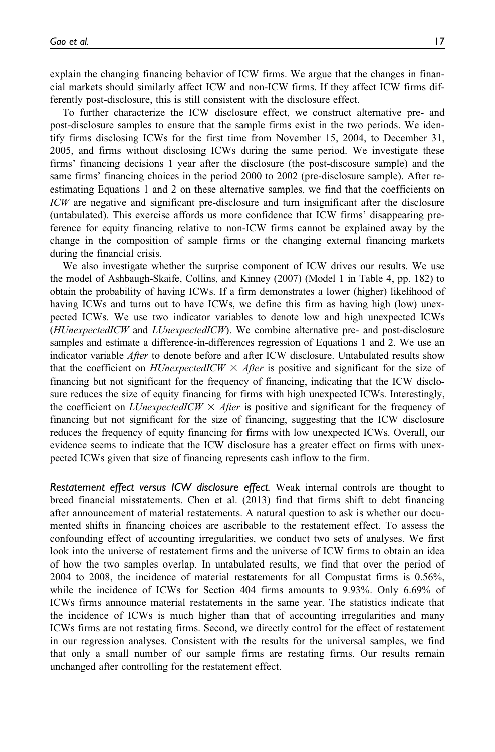explain the changing financing behavior of ICW firms. We argue that the changes in financial markets should similarly affect ICW and non-ICW firms. If they affect ICW firms differently post-disclosure, this is still consistent with the disclosure effect.

To further characterize the ICW disclosure effect, we construct alternative pre- and post-disclosure samples to ensure that the sample firms exist in the two periods. We identify firms disclosing ICWs for the first time from November 15, 2004, to December 31, 2005, and firms without disclosing ICWs during the same period. We investigate these firms' financing decisions 1 year after the disclosure (the post-discosure sample) and the same firms' financing choices in the period 2000 to 2002 (pre-disclosure sample). After re-estimating Equations 1 and 2 on these alternative samples, we find that the coefficients on *ICW* are negative and significant pre-disclosure and turn insignificant after the disclosure (untabulated). This exercise affords us more confidence that ICW firms' disappearing preference for equity financing relative to non-ICW firms cannot be explained away by the change in the composition of sample firms or the changing external financing markets during the financial crisis.

We also investigate whether the surprise component of ICW drives our results. We use the model of Ashbaugh-Skaife, Collins, and Kinney (2007) (Model 1 in Table 4, pp. 182) to obtain the probability of having ICWs. If a firm demonstrates a lower (higher) likelihood of having ICWs and turns out to have ICWs, we define this firm as having high (low) unexpected ICWs. We use two indicator variables to denote low and high unexpected ICWs (*HUnexpectedICW* and *LUnexpectedICW*). We combine alternative pre- and post-disclosure samples and estimate a difference-in-differences regression of Equations 1 and 2. We use an indicator variable *After* to denote before and after ICW disclosure. Untabulated results show that the coefficient on *HUnexpectedICW* $\times$ *After* is positive and significant for the size of financing but not significant for the frequency of financing, indicating that the ICW disclosure reduces the size of equity financing for firms with high unexpected ICWs. Interestingly, the coefficient on *LUnexpectedICW* $\times$ *After* is positive and significant for the frequency of financing but not significant for the size of financing, suggesting that the ICW disclosure reduces the frequency of equity financing for firms with low unexpected ICWs. Overall, our evidence seems to indicate that the ICW disclosure has a greater effect on firms with unexpected ICWs given that size of financing represents cash inflow to the firm.

*Restatement effect versus ICW disclosure effect.* Weak internal controls are thought to breed financial misstatements. Chen et al. (2013) find that firms shift to debt financing after announcement of material restatements. A natural question to ask is whether our documented shifts in financing choices are ascribable to the restatement effect. To assess the confounding effect of accounting irregularities, we conduct two sets of analyses. We first look into the universe of restatement firms and the universe of ICW firms to obtain an idea of how the two samples overlap. In untabulated results, we find that over the period of 2004 to 2008, the incidence of material restatements for all Compustat firms is 0.56%, while the incidence of ICWs for Section 404 firms amounts to 9.93%. Only 6.69% of ICWs firms announce material restatements in the same year. The statistics indicate that the incidence of ICWs is much higher than that of accounting irregularities and many ICWs firms are not restating firms. Second, we directly control for the effect of restatement in our regression analyses. Consistent with the results for the universal samples, we find that only a small number of our sample firms are restating firms. Our results remain unchanged after controlling for the restatement effect.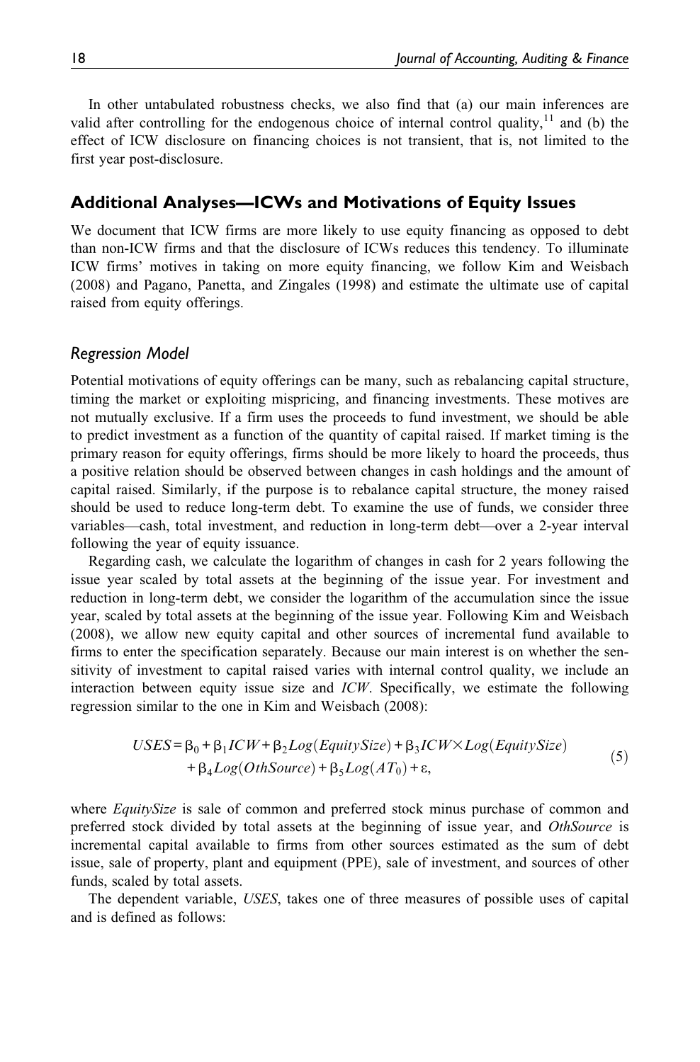In other untabulated robustness checks, we also find that (a) our main inferences are valid after controlling for the endogenous choice of internal control quality,[11] and (b) the effect of ICW disclosure on financing choices is not transient, that is, not limited to the first year post-disclosure.

## Additional Analyses—ICWs and Motivations of Equity Issues

We document that ICW firms are more likely to use equity financing as opposed to debt than non-ICW firms and that the disclosure of ICWs reduces this tendency. To illuminate ICW firms' motives in taking on more equity financing, we follow Kim and Weisbach (2008) and Pagano, Panetta, and Zingales (1998) and estimate the ultimate use of capital raised from equity offerings.

### *Regression Model*

Potential motivations of equity offerings can be many, such as rebalancing capital structure, timing the market or exploiting mispricing, and financing investments. These motives are not mutually exclusive. If a firm uses the proceeds to fund investment, we should be able to predict investment as a function of the quantity of capital raised. If market timing is the primary reason for equity offerings, firms should be more likely to hoard the proceeds, thus a positive relation should be observed between changes in cash holdings and the amount of capital raised. Similarly, if the purpose is to rebalance capital structure, the money raised should be used to reduce long-term debt. To examine the use of funds, we consider three variables—cash, total investment, and reduction in long-term debt—over a 2-year interval following the year of equity issuance.

Regarding cash, we calculate the logarithm of changes in cash for 2 years following the issue year scaled by total assets at the beginning of the issue year. For investment and reduction in long-term debt, we consider the logarithm of the accumulation since the issue year, scaled by total assets at the beginning of the issue year. Following Kim and Weisbach (2008), we allow new equity capital and other sources of incremental fund available to firms to enter the specification separately. Because our main interest is on whether the sensitivity of investment to capital raised varies with internal control quality, we include an interaction between equity issue size and *ICW*. Specifically, we estimate the following regression similar to the one in Kim and Weisbach (2008):

$$USES = \beta_0 + \beta_1 ICW + \beta_2 Log(EquitySize) + \beta_3 ICW \times Log(EquitySize) + \beta_4 Log(OthSource) + \beta_5 Log(AT_0) + \varepsilon, \tag{5}$$

where *EquitySize* is sale of common and preferred stock minus purchase of common and preferred stock divided by total assets at the beginning of issue year, and *OthSource* is incremental capital available to firms from other sources estimated as the sum of debt issue, sale of property, plant and equipment (PPE), sale of investment, and sources of other funds, scaled by total assets.

The dependent variable, *USES*, takes one of three measures of possible uses of capital and is defined as follows: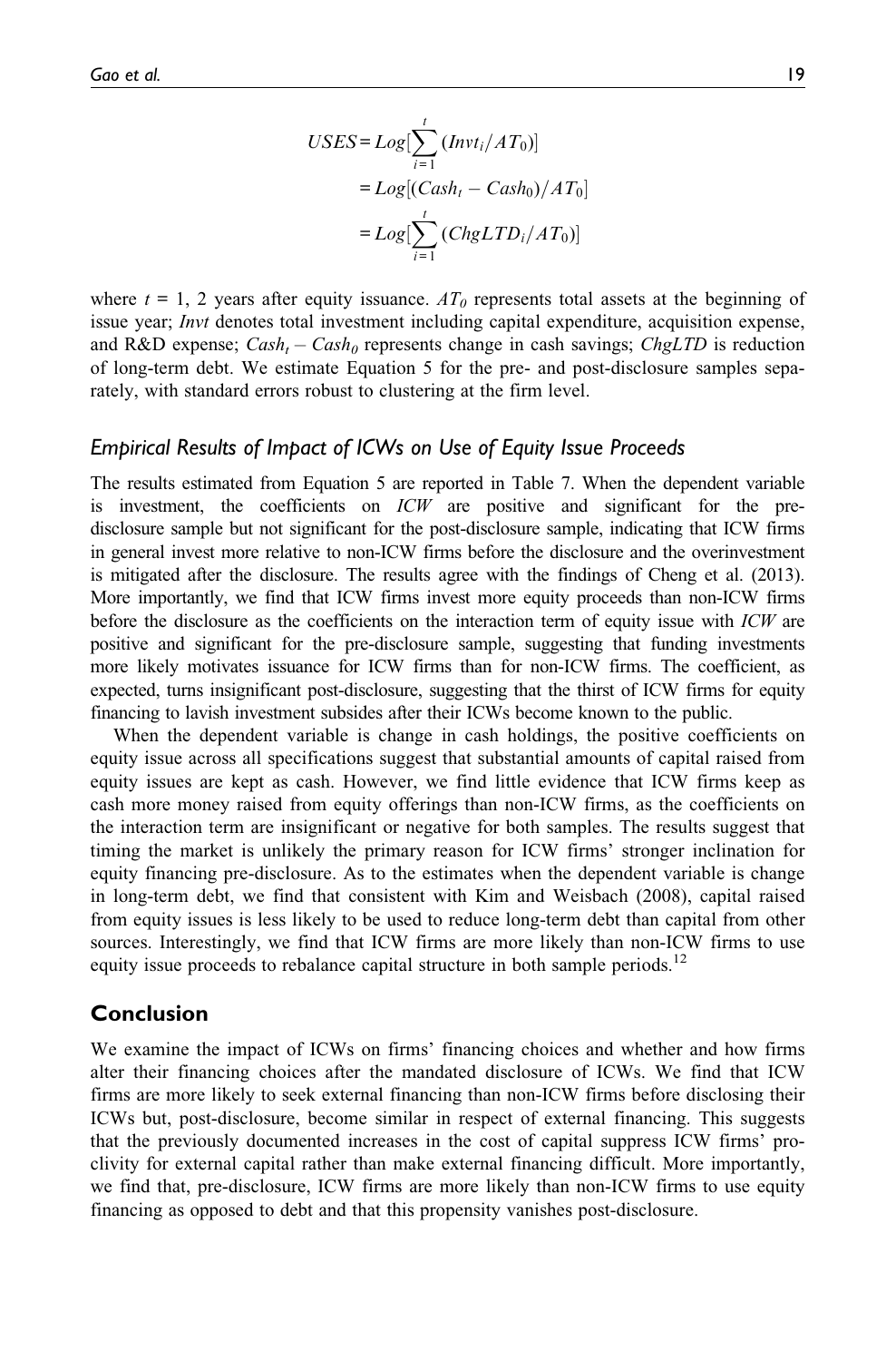$$USES = Log[\sum_{i=1}^{t}(Invt_i/AT_0)]$$
$$= Log[(Cash_t - Cash_0)/AT_0]$$
$$= Log[\sum_{i=1}^{t}(ChgLTD_i/AT_0)]$$

where $t$ = 1, 2 years after equity issuance. $AT_0$ represents total assets at the beginning of issue year; *Invt* denotes total investment including capital expenditure, acquisition expense, and R&D expense; $Cash_t - Cash_0$ represents change in cash savings; *ChgLTD* is reduction of long-term debt. We estimate Equation 5 for the pre- and post-disclosure samples separately, with standard errors robust to clustering at the firm level.

### Empirical Results of Impact of ICWs on Use of Equity Issue Proceeds

The results estimated from Equation 5 are reported in Table 7. When the dependent variable is investment, the coefficients on *ICW* are positive and significant for the pre-disclosure sample but not significant for the post-disclosure sample, indicating that ICW firms in general invest more relative to non-ICW firms before the disclosure and the overinvestment is mitigated after the disclosure. The results agree with the findings of Cheng et al. (2013). More importantly, we find that ICW firms invest more equity proceeds than non-ICW firms before the disclosure as the coefficients on the interaction term of equity issue with *ICW* are positive and significant for the pre-disclosure sample, suggesting that funding investments more likely motivates issuance for ICW firms than for non-ICW firms. The coefficient, as expected, turns insignificant post-disclosure, suggesting that the thirst of ICW firms for equity financing to lavish investment subsides after their ICWs become known to the public.

When the dependent variable is change in cash holdings, the positive coefficients on equity issue across all specifications suggest that substantial amounts of capital raised from equity issues are kept as cash. However, we find little evidence that ICW firms keep as cash more money raised from equity offerings than non-ICW firms, as the coefficients on the interaction term are insignificant or negative for both samples. The results suggest that timing the market is unlikely the primary reason for ICW firms' stronger inclination for equity financing pre-disclosure. As to the estimates when the dependent variable is change in long-term debt, we find that consistent with Kim and Weisbach (2008), capital raised from equity issues is less likely to be used to reduce long-term debt than capital from other sources. Interestingly, we find that ICW firms are more likely than non-ICW firms to use equity issue proceeds to rebalance capital structure in both sample periods.[12]

## Conclusion

We examine the impact of ICWs on firms' financing choices and whether and how firms alter their financing choices after the mandated disclosure of ICWs. We find that ICW firms are more likely to seek external financing than non-ICW firms before disclosing their ICWs but, post-disclosure, become similar in respect of external financing. This suggests that the previously documented increases in the cost of capital suppress ICW firms' proclivity for external capital rather than make external financing difficult. More importantly, we find that, pre-disclosure, ICW firms are more likely than non-ICW firms to use equity financing as opposed to debt and that this propensity vanishes post-disclosure.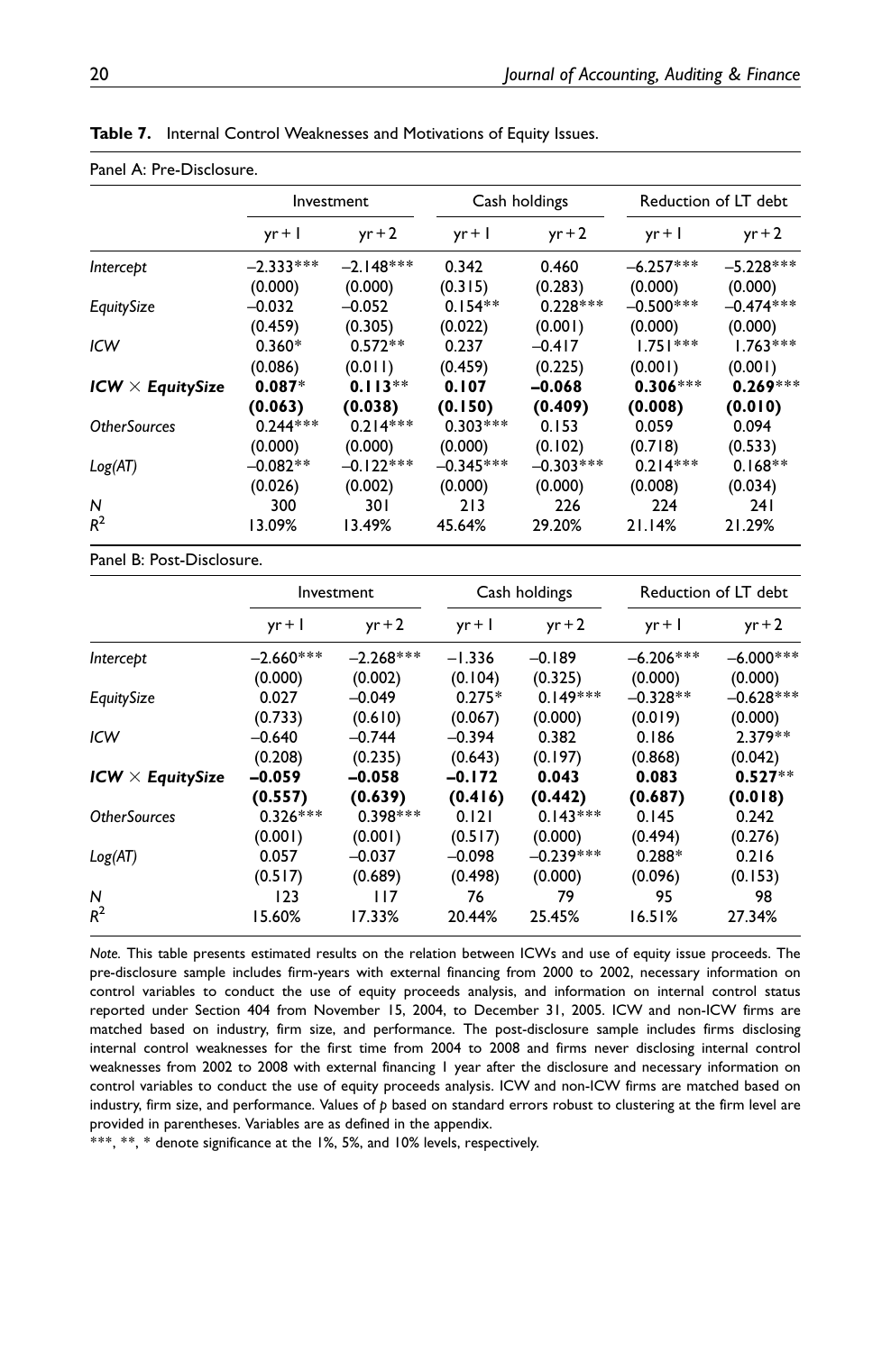**Table 7.** Internal Control Weaknesses and Motivations of Equity Issues.

Panel A: Pre-Disclosure.

| | Investment | | Cash holdings | | Reduction of LT debt | |
|---|---|---|---|---|---|---|
| | yr + 1 | yr + 2 | yr + 1 | yr + 2 | yr + 1 | yr + 2 |
| *Intercept* | −2.333*** | −2.148*** | 0.342 | 0.460 | −6.257*** | −5.228*** |
| | (0.000) | (0.000) | (0.315) | (0.283) | (0.000) | (0.000) |
| *EquitySize* | −0.032 | −0.052 | 0.154** | 0.228*** | −0.500*** | −0.474*** |
| | (0.459) | (0.305) | (0.022) | (0.001) | (0.000) | (0.000) |
| *ICW* | 0.360* | 0.572** | 0.237 | −0.417 | 1.751*** | 1.763*** |
| | (0.086) | (0.011) | (0.459) | (0.225) | (0.001) | (0.001) |
| ***ICW × EquitySize*** | **0.087*** | **0.113**** | **0.107** | **−0.068** | **0.306***** | **0.269***** |
| | **(0.063)** | **(0.038)** | **(0.150)** | **(0.409)** | **(0.008)** | **(0.010)** |
| *OtherSources* | 0.244*** | 0.214*** | 0.303*** | 0.153 | 0.059 | 0.094 |
| | (0.000) | (0.000) | (0.000) | (0.102) | (0.718) | (0.533) |
| *Log(AT)* | −0.082** | −0.122*** | −0.345*** | −0.303*** | 0.214*** | 0.168** |
| | (0.026) | (0.002) | (0.000) | (0.000) | (0.008) | (0.034) |
| *N* | 300 | 301 | 213 | 226 | 224 | 241 |
| $R^2$ | 13.09% | 13.49% | 45.64% | 29.20% | 21.14% | 21.29% |

Panel B: Post-Disclosure.

| | Investment | | Cash holdings | | Reduction of LT debt | |
|---|---|---|---|---|---|---|
| | yr + 1 | yr + 2 | yr + 1 | yr + 2 | yr + 1 | yr + 2 |
| *Intercept* | −2.660*** | −2.268*** | −1.336 | −0.189 | −6.206*** | −6.000*** |
| | (0.000) | (0.002) | (0.104) | (0.325) | (0.000) | (0.000) |
| *EquitySize* | 0.027 | −0.049 | 0.275* | 0.149*** | −0.328** | −0.628*** |
| | (0.733) | (0.610) | (0.067) | (0.000) | (0.019) | (0.000) |
| *ICW* | −0.640 | −0.744 | −0.394 | 0.382 | 0.186 | 2.379** |
| | (0.208) | (0.235) | (0.643) | (0.197) | (0.868) | (0.042) |
| ***ICW × EquitySize*** | **−0.059** | **−0.058** | **−0.172** | **0.043** | **0.083** | **0.527**** |
| | **(0.557)** | **(0.639)** | **(0.416)** | **(0.442)** | **(0.687)** | **(0.018)** |
| *OtherSources* | 0.326*** | 0.398*** | 0.121 | 0.143*** | 0.145 | 0.242 |
| | (0.001) | (0.001) | (0.517) | (0.000) | (0.494) | (0.276) |
| *Log(AT)* | 0.057 | −0.037 | −0.098 | −0.239*** | 0.288* | 0.216 |
| | (0.517) | (0.689) | (0.498) | (0.000) | (0.096) | (0.153) |
| *N* | 123 | 117 | 76 | 79 | 95 | 98 |
| $R^2$ | 15.60% | 17.33% | 20.44% | 25.45% | 16.51% | 27.34% |

*Note.* This table presents estimated results on the relation between ICWs and use of equity issue proceeds. The pre-disclosure sample includes firm-years with external financing from 2000 to 2002, necessary information on control variables to conduct the use of equity proceeds analysis, and information on internal control status reported under Section 404 from November 15, 2004, to December 31, 2005. ICW and non-ICW firms are matched based on industry, firm size, and performance. The post-disclosure sample includes firms disclosing internal control weaknesses for the first time from 2004 to 2008 and firms never disclosing internal control weaknesses from 2002 to 2008 with external financing 1 year after the disclosure and necessary information on control variables to conduct the use of equity proceeds analysis. ICW and non-ICW firms are matched based on industry, firm size, and performance. Values of $p$ based on standard errors robust to clustering at the firm level are provided in parentheses. Variables are as defined in the appendix.

***, **, * denote significance at the 1%, 5%, and 10% levels, respectively.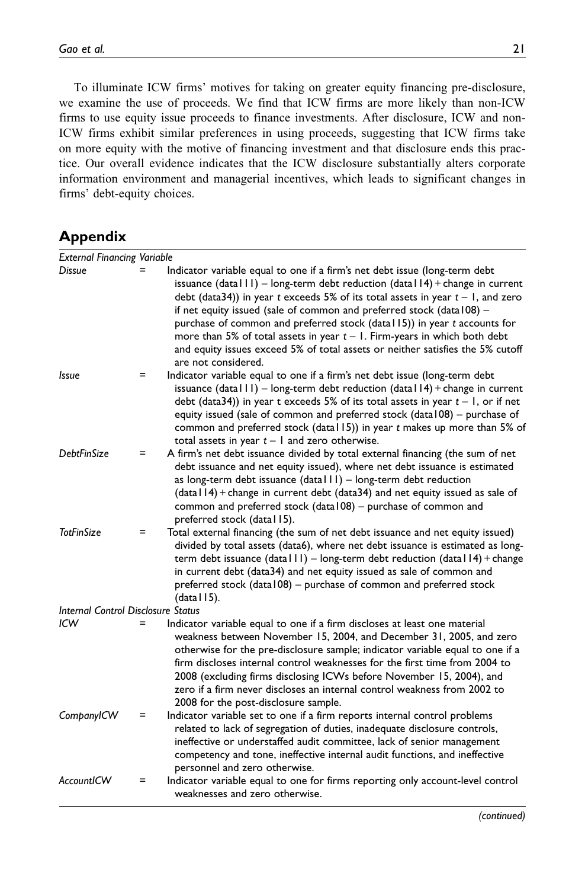To illuminate ICW firms' motives for taking on greater equity financing pre-disclosure, we examine the use of proceeds. We find that ICW firms are more likely than non-ICW firms to use equity issue proceeds to finance investments. After disclosure, ICW and non-ICW firms exhibit similar preferences in using proceeds, suggesting that ICW firms take on more equity with the motive of financing investment and that disclosure ends this practice. Our overall evidence indicates that the ICW disclosure substantially alters corporate information environment and managerial incentives, which leads to significant changes in firms' debt-equity choices.

## Appendix

| | | |
|---|---|---|
| *External Financing Variable* | | |
| *Dissue* | = | Indicator variable equal to one if a firm's net debt issue (long-term debt issuance (data111) – long-term debt reduction (data114) + change in current debt (data34)) in year $t$ exceeds 5% of its total assets in year $t-1$, and zero if net equity issued (sale of common and preferred stock (data108) – purchase of common and preferred stock (data115)) in year $t$ accounts for more than 5% of total assets in year $t-1$. Firm-years in which both debt and equity issues exceed 5% of total assets or neither satisfies the 5% cutoff are not considered. |
| *Issue* | = | Indicator variable equal to one if a firm's net debt issue (long-term debt issuance (data111) – long-term debt reduction (data114) + change in current debt (data34)) in year t exceeds 5% of its total assets in year $t-1$, or if net equity issued (sale of common and preferred stock (data108) – purchase of common and preferred stock (data115)) in year $t$ makes up more than 5% of total assets in year $t-1$ and zero otherwise. |
| *DebtFinSize* | = | A firm's net debt issuance divided by total external financing (the sum of net debt issuance and net equity issued), where net debt issuance is estimated as long-term debt issuance (data111) – long-term debt reduction (data114) + change in current debt (data34) and net equity issued as sale of common and preferred stock (data108) – purchase of common and preferred stock (data115). |
| *TotFinSize* | = | Total external financing (the sum of net debt issuance and net equity issued) divided by total assets (data6), where net debt issuance is estimated as long-term debt issuance (data111) – long-term debt reduction (data114) + change in current debt (data34) and net equity issued as sale of common and preferred stock (data108) – purchase of common and preferred stock (data115). |
| *Internal Control Disclosure Status* | | |
| *ICW* | = | Indicator variable equal to one if a firm discloses at least one material weakness between November 15, 2004, and December 31, 2005, and zero otherwise for the pre-disclosure sample; indicator variable equal to one if a firm discloses internal control weaknesses for the first time from 2004 to 2008 (excluding firms disclosing ICWs before November 15, 2004), and zero if a firm never discloses an internal control weakness from 2002 to 2008 for the post-disclosure sample. |
| *CompanyICW* | = | Indicator variable set to one if a firm reports internal control problems related to lack of segregation of duties, inadequate disclosure controls, ineffective or understaffed audit committee, lack of senior management competency and tone, ineffective internal audit functions, and ineffective personnel and zero otherwise. |
| *AccountICW* | = | Indicator variable equal to one for firms reporting only account-level control weaknesses and zero otherwise. |

*(continued)*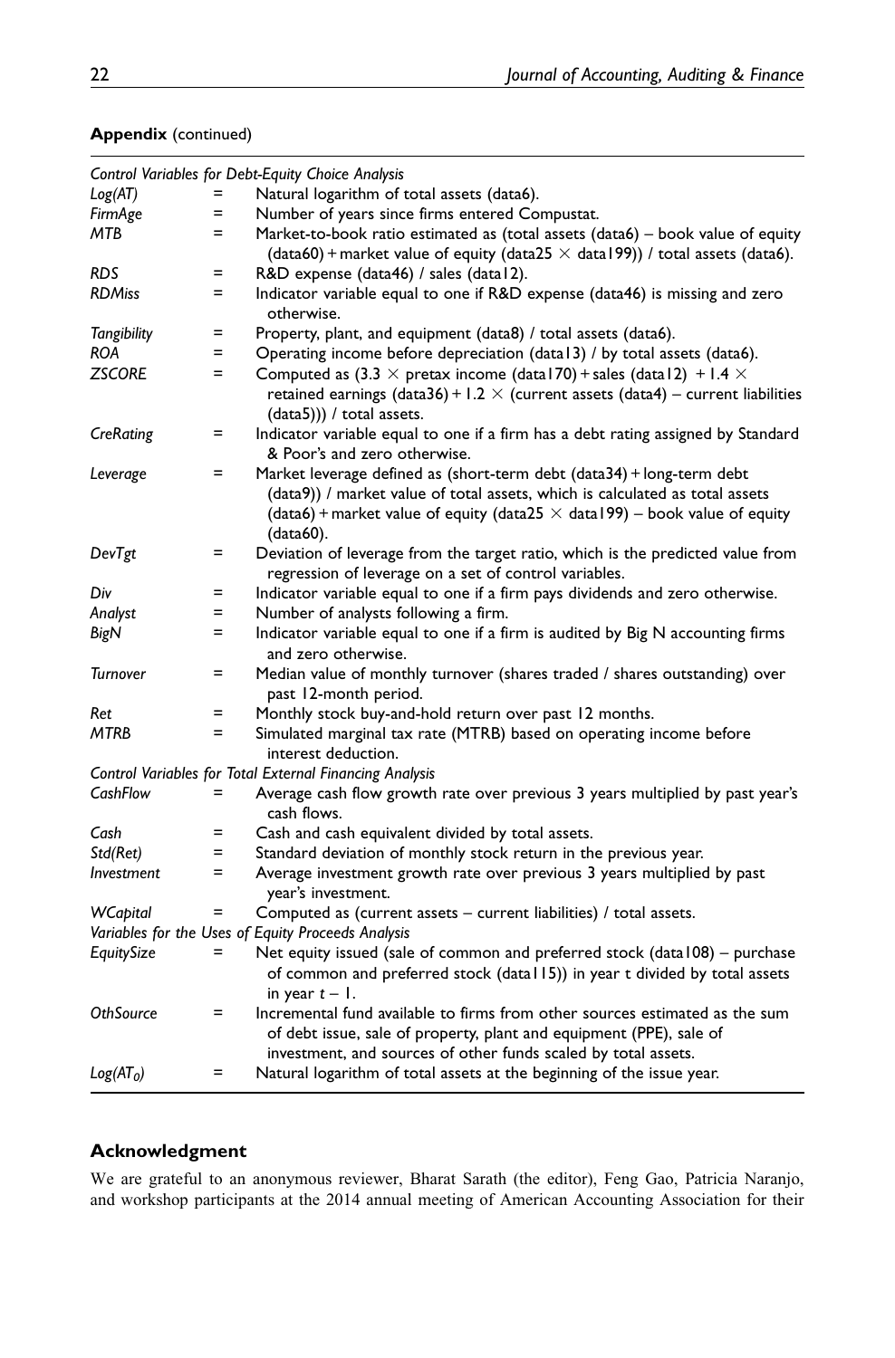**Appendix** (continued)

| | | |
|---|---|---|
| *Control Variables for Debt-Equity Choice Analysis* | | |
| *Log(AT)* | = | Natural logarithm of total assets (data6). |
| *FirmAge* | = | Number of years since firms entered Compustat. |
| *MTB* | = | Market-to-book ratio estimated as (total assets (data6) – book value of equity (data60) + market value of equity (data25 × data199)) / total assets (data6). |
| *RDS* | = | R&D expense (data46) / sales (data12). |
| *RDMiss* | = | Indicator variable equal to one if R&D expense (data46) is missing and zero otherwise. |
| *Tangibility* | = | Property, plant, and equipment (data8) / total assets (data6). |
| *ROA* | = | Operating income before depreciation (data13) / by total assets (data6). |
| *ZSCORE* | = | Computed as (3.3 × pretax income (data170) + sales (data12) + 1.4 × retained earnings (data36) + 1.2 × (current assets (data4) – current liabilities (data5))) / total assets. |
| *CreRating* | = | Indicator variable equal to one if a firm has a debt rating assigned by Standard & Poor's and zero otherwise. |
| *Leverage* | = | Market leverage defined as (short-term debt (data34) + long-term debt (data9)) / market value of total assets, which is calculated as total assets (data6) + market value of equity (data25 × data199) – book value of equity (data60). |
| *DevTgt* | = | Deviation of leverage from the target ratio, which is the predicted value from regression of leverage on a set of control variables. |
| *Div* | = | Indicator variable equal to one if a firm pays dividends and zero otherwise. |
| *Analyst* | = | Number of analysts following a firm. |
| *BigN* | = | Indicator variable equal to one if a firm is audited by Big N accounting firms and zero otherwise. |
| *Turnover* | = | Median value of monthly turnover (shares traded / shares outstanding) over past 12-month period. |
| *Ret* | = | Monthly stock buy-and-hold return over past 12 months. |
| *MTRB* | = | Simulated marginal tax rate (MTRB) based on operating income before interest deduction. |
| *Control Variables for Total External Financing Analysis* | | |
| *CashFlow* | = | Average cash flow growth rate over previous 3 years multiplied by past year's cash flows. |
| *Cash* | = | Cash and cash equivalent divided by total assets. |
| *Std(Ret)* | = | Standard deviation of monthly stock return in the previous year. |
| *Investment* | = | Average investment growth rate over previous 3 years multiplied by past year's investment. |
| *WCapital* | = | Computed as (current assets – current liabilities) / total assets. |
| *Variables for the Uses of Equity Proceeds Analysis* | | |
| *EquitySize* | = | Net equity issued (sale of common and preferred stock (data108) – purchase of common and preferred stock (data115)) in year t divided by total assets in year $t - 1$. |
| *OthSource* | = | Incremental fund available to firms from other sources estimated as the sum of debt issue, sale of property, plant and equipment (PPE), sale of investment, and sources of other funds scaled by total assets. |
| $Log(AT_0)$ | = | Natural logarithm of total assets at the beginning of the issue year. |

## Acknowledgment

We are grateful to an anonymous reviewer, Bharat Sarath (the editor), Feng Gao, Patricia Naranjo, and workshop participants at the 2014 annual meeting of American Accounting Association for their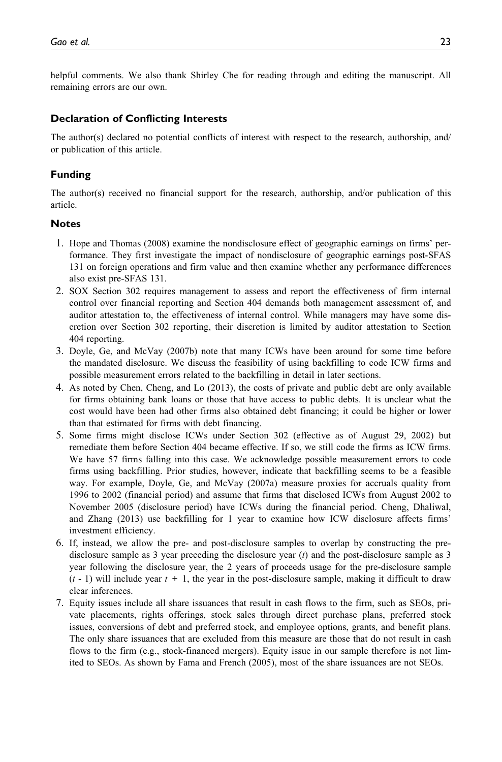helpful comments. We also thank Shirley Che for reading through and editing the manuscript. All remaining errors are our own.

### Declaration of Conflicting Interests

The author(s) declared no potential conflicts of interest with respect to the research, authorship, and/or publication of this article.

### Funding

The author(s) received no financial support for the research, authorship, and/or publication of this article.

### Notes

1. Hope and Thomas (2008) examine the nondisclosure effect of geographic earnings on firms' performance. They first investigate the impact of nondisclosure of geographic earnings post-SFAS 131 on foreign operations and firm value and then examine whether any performance differences also exist pre-SFAS 131.
2. SOX Section 302 requires management to assess and report the effectiveness of firm internal control over financial reporting and Section 404 demands both management assessment of, and auditor attestation to, the effectiveness of internal control. While managers may have some discretion over Section 302 reporting, their discretion is limited by auditor attestation to Section 404 reporting.
3. Doyle, Ge, and McVay (2007b) note that many ICWs have been around for some time before the mandated disclosure. We discuss the feasibility of using backfilling to code ICW firms and possible measurement errors related to the backfilling in detail in later sections.
4. As noted by Chen, Cheng, and Lo (2013), the costs of private and public debt are only available for firms obtaining bank loans or those that have access to public debts. It is unclear what the cost would have been had other firms also obtained debt financing; it could be higher or lower than that estimated for firms with debt financing.
5. Some firms might disclose ICWs under Section 302 (effective as of August 29, 2002) but remediate them before Section 404 became effective. If so, we still code the firms as ICW firms. We have 57 firms falling into this case. We acknowledge possible measurement errors to code firms using backfilling. Prior studies, however, indicate that backfilling seems to be a feasible way. For example, Doyle, Ge, and McVay (2007a) measure proxies for accruals quality from 1996 to 2002 (financial period) and assume that firms that disclosed ICWs from August 2002 to November 2005 (disclosure period) have ICWs during the financial period. Cheng, Dhaliwal, and Zhang (2013) use backfilling for 1 year to examine how ICW disclosure affects firms' investment efficiency.
6. If, instead, we allow the pre- and post-disclosure samples to overlap by constructing the pre-disclosure sample as 3 year preceding the disclosure year ($t$) and the post-disclosure sample as 3 year following the disclosure year, the 2 years of proceeds usage for the pre-disclosure sample ($t$ - 1) will include year $t$ + 1, the year in the post-disclosure sample, making it difficult to draw clear inferences.
7. Equity issues include all share issuances that result in cash flows to the firm, such as SEOs, private placements, rights offerings, stock sales through direct purchase plans, preferred stock issues, conversions of debt and preferred stock, and employee options, grants, and benefit plans. The only share issuances that are excluded from this measure are those that do not result in cash flows to the firm (e.g., stock-financed mergers). Equity issue in our sample therefore is not limited to SEOs. As shown by Fama and French (2005), most of the share issuances are not SEOs.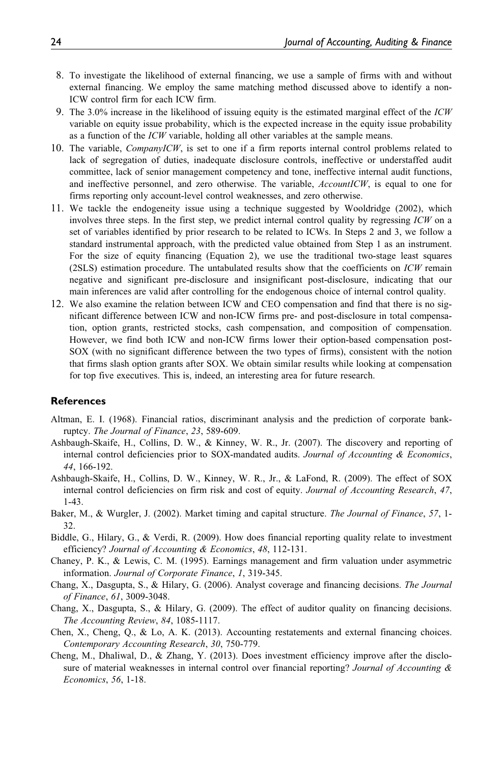8. To investigate the likelihood of external financing, we use a sample of firms with and without external financing. We employ the same matching method discussed above to identify a non-ICW control firm for each ICW firm.
9. The 3.0% increase in the likelihood of issuing equity is the estimated marginal effect of the *ICW* variable on equity issue probability, which is the expected increase in the equity issue probability as a function of the *ICW* variable, holding all other variables at the sample means.
10. The variable, *CompanyICW*, is set to one if a firm reports internal control problems related to lack of segregation of duties, inadequate disclosure controls, ineffective or understaffed audit committee, lack of senior management competency and tone, ineffective internal audit functions, and ineffective personnel, and zero otherwise. The variable, *AccountICW*, is equal to one for firms reporting only account-level control weaknesses, and zero otherwise.
11. We tackle the endogeneity issue using a technique suggested by Wooldridge (2002), which involves three steps. In the first step, we predict internal control quality by regressing *ICW* on a set of variables identified by prior research to be related to ICWs. In Steps 2 and 3, we follow a standard instrumental approach, with the predicted value obtained from Step 1 as an instrument. For the size of equity financing (Equation 2), we use the traditional two-stage least squares (2SLS) estimation procedure. The untabulated results show that the coefficients on *ICW* remain negative and significant pre-disclosure and insignificant post-disclosure, indicating that our main inferences are valid after controlling for the endogenous choice of internal control quality.
12. We also examine the relation between ICW and CEO compensation and find that there is no significant difference between ICW and non-ICW firms pre- and post-disclosure in total compensation, option grants, restricted stocks, cash compensation, and composition of compensation. However, we find both ICW and non-ICW firms lower their option-based compensation post-SOX (with no significant difference between the two types of firms), consistent with the notion that firms slash option grants after SOX. We obtain similar results while looking at compensation for top five executives. This is, indeed, an interesting area for future research.

## References

Altman, E. I. (1968). Financial ratios, discriminant analysis and the prediction of corporate bankruptcy. *The Journal of Finance*, *23*, 589-609.

Ashbaugh-Skaife, H., Collins, D. W., & Kinney, W. R., Jr. (2007). The discovery and reporting of internal control deficiencies prior to SOX-mandated audits. *Journal of Accounting & Economics*, *44*, 166-192.

Ashbaugh-Skaife, H., Collins, D. W., Kinney, W. R., Jr., & LaFond, R. (2009). The effect of SOX internal control deficiencies on firm risk and cost of equity. *Journal of Accounting Research*, *47*, 1-43.

Baker, M., & Wurgler, J. (2002). Market timing and capital structure. *The Journal of Finance*, *57*, 1-32.

Biddle, G., Hilary, G., & Verdi, R. (2009). How does financial reporting quality relate to investment efficiency? *Journal of Accounting & Economics*, *48*, 112-131.

Chaney, P. K., & Lewis, C. M. (1995). Earnings management and firm valuation under asymmetric information. *Journal of Corporate Finance*, *1*, 319-345.

Chang, X., Dasgupta, S., & Hilary, G. (2006). Analyst coverage and financing decisions. *The Journal of Finance*, *61*, 3009-3048.

Chang, X., Dasgupta, S., & Hilary, G. (2009). The effect of auditor quality on financing decisions. *The Accounting Review*, *84*, 1085-1117.

Chen, X., Cheng, Q., & Lo, A. K. (2013). Accounting restatements and external financing choices. *Contemporary Accounting Research*, *30*, 750-779.

Cheng, M., Dhaliwal, D., & Zhang, Y. (2013). Does investment efficiency improve after the disclosure of material weaknesses in internal control over financial reporting? *Journal of Accounting & Economics*, *56*, 1-18.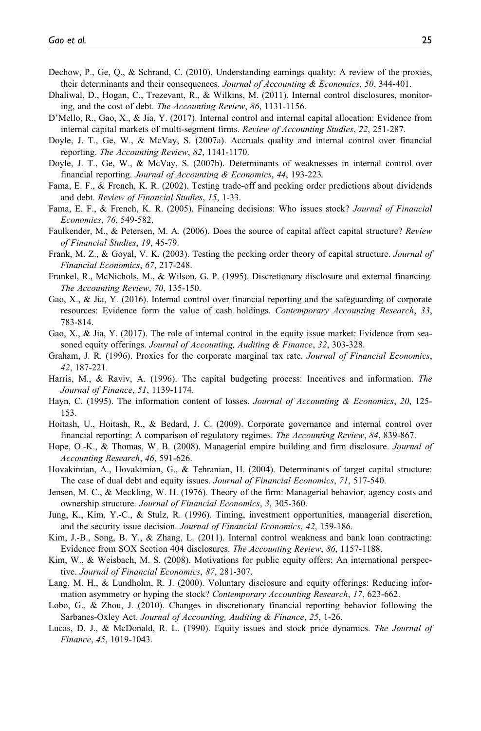Dechow, P., Ge, Q., & Schrand, C. (2010). Understanding earnings quality: A review of the proxies, their determinants and their consequences. *Journal of Accounting & Economics*, *50*, 344-401.

Dhaliwal, D., Hogan, C., Trezevant, R., & Wilkins, M. (2011). Internal control disclosures, monitoring, and the cost of debt. *The Accounting Review*, *86*, 1131-1156.

D'Mello, R., Gao, X., & Jia, Y. (2017). Internal control and internal capital allocation: Evidence from internal capital markets of multi-segment firms. *Review of Accounting Studies*, *22*, 251-287.

Doyle, J. T., Ge, W., & McVay, S. (2007a). Accruals quality and internal control over financial reporting. *The Accounting Review*, *82*, 1141-1170.

Doyle, J. T., Ge, W., & McVay, S. (2007b). Determinants of weaknesses in internal control over financial reporting. *Journal of Accounting & Economics*, *44*, 193-223.

Fama, E. F., & French, K. R. (2002). Testing trade-off and pecking order predictions about dividends and debt. *Review of Financial Studies*, *15*, 1-33.

Fama, E. F., & French, K. R. (2005). Financing decisions: Who issues stock? *Journal of Financial Economics*, *76*, 549-582.

Faulkender, M., & Petersen, M. A. (2006). Does the source of capital affect capital structure? *Review of Financial Studies*, *19*, 45-79.

Frank, M. Z., & Goyal, V. K. (2003). Testing the pecking order theory of capital structure. *Journal of Financial Economics*, *67*, 217-248.

Frankel, R., McNichols, M., & Wilson, G. P. (1995). Discretionary disclosure and external financing. *The Accounting Review*, *70*, 135-150.

Gao, X., & Jia, Y. (2016). Internal control over financial reporting and the safeguarding of corporate resources: Evidence form the value of cash holdings. *Contemporary Accounting Research*, *33*, 783-814.

Gao, X., & Jia, Y. (2017). The role of internal control in the equity issue market: Evidence from seasoned equity offerings. *Journal of Accounting, Auditing & Finance*, *32*, 303-328.

Graham, J. R. (1996). Proxies for the corporate marginal tax rate. *Journal of Financial Economics*, *42*, 187-221.

Harris, M., & Raviv, A. (1996). The capital budgeting process: Incentives and information. *The Journal of Finance*, *51*, 1139-1174.

Hayn, C. (1995). The information content of losses. *Journal of Accounting & Economics*, *20*, 125-153.

Hoitash, U., Hoitash, R., & Bedard, J. C. (2009). Corporate governance and internal control over financial reporting: A comparison of regulatory regimes. *The Accounting Review*, *84*, 839-867.

Hope, O.-K., & Thomas, W. B. (2008). Managerial empire building and firm disclosure. *Journal of Accounting Research*, *46*, 591-626.

Hovakimian, A., Hovakimian, G., & Tehranian, H. (2004). Determinants of target capital structure: The case of dual debt and equity issues. *Journal of Financial Economics*, *71*, 517-540.

Jensen, M. C., & Meckling, W. H. (1976). Theory of the firm: Managerial behavior, agency costs and ownership structure. *Journal of Financial Economics*, *3*, 305-360.

Jung, K., Kim, Y.-C., & Stulz, R. (1996). Timing, investment opportunities, managerial discretion, and the security issue decision. *Journal of Financial Economics*, *42*, 159-186.

Kim, J.-B., Song, B. Y., & Zhang, L. (2011). Internal control weakness and bank loan contracting: Evidence from SOX Section 404 disclosures. *The Accounting Review*, *86*, 1157-1188.

Kim, W., & Weisbach, M. S. (2008). Motivations for public equity offers: An international perspective. *Journal of Financial Economics*, *87*, 281-307.

Lang, M. H., & Lundholm, R. J. (2000). Voluntary disclosure and equity offerings: Reducing information asymmetry or hyping the stock? *Contemporary Accounting Research*, *17*, 623-662.

Lobo, G., & Zhou, J. (2010). Changes in discretionary financial reporting behavior following the Sarbanes-Oxley Act. *Journal of Accounting, Auditing & Finance*, *25*, 1-26.

Lucas, D. J., & McDonald, R. L. (1990). Equity issues and stock price dynamics. *The Journal of Finance*, *45*, 1019-1043.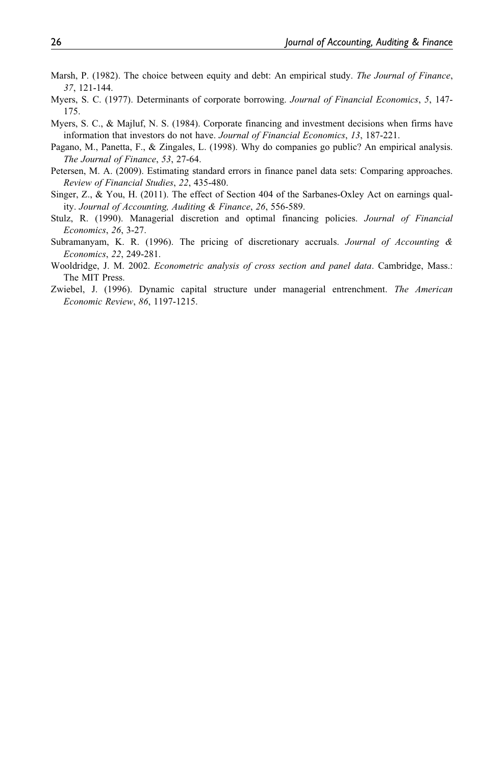Marsh, P. (1982). The choice between equity and debt: An empirical study. *The Journal of Finance*, *37*, 121-144.

Myers, S. C. (1977). Determinants of corporate borrowing. *Journal of Financial Economics*, *5*, 147-175.

Myers, S. C., & Majluf, N. S. (1984). Corporate financing and investment decisions when firms have information that investors do not have. *Journal of Financial Economics*, *13*, 187-221.

Pagano, M., Panetta, F., & Zingales, L. (1998). Why do companies go public? An empirical analysis. *The Journal of Finance*, *53*, 27-64.

Petersen, M. A. (2009). Estimating standard errors in finance panel data sets: Comparing approaches. *Review of Financial Studies*, *22*, 435-480.

Singer, Z., & You, H. (2011). The effect of Section 404 of the Sarbanes-Oxley Act on earnings quality. *Journal of Accounting, Auditing & Finance*, *26*, 556-589.

Stulz, R. (1990). Managerial discretion and optimal financing policies. *Journal of Financial Economics*, *26*, 3-27.

Subramanyam, K. R. (1996). The pricing of discretionary accruals. *Journal of Accounting & Economics*, *22*, 249-281.

Wooldridge, J. M. 2002. *Econometric analysis of cross section and panel data*. Cambridge, Mass.: The MIT Press.

Zwiebel, J. (1996). Dynamic capital structure under managerial entrenchment. *The American Economic Review*, *86*, 1197-1215.